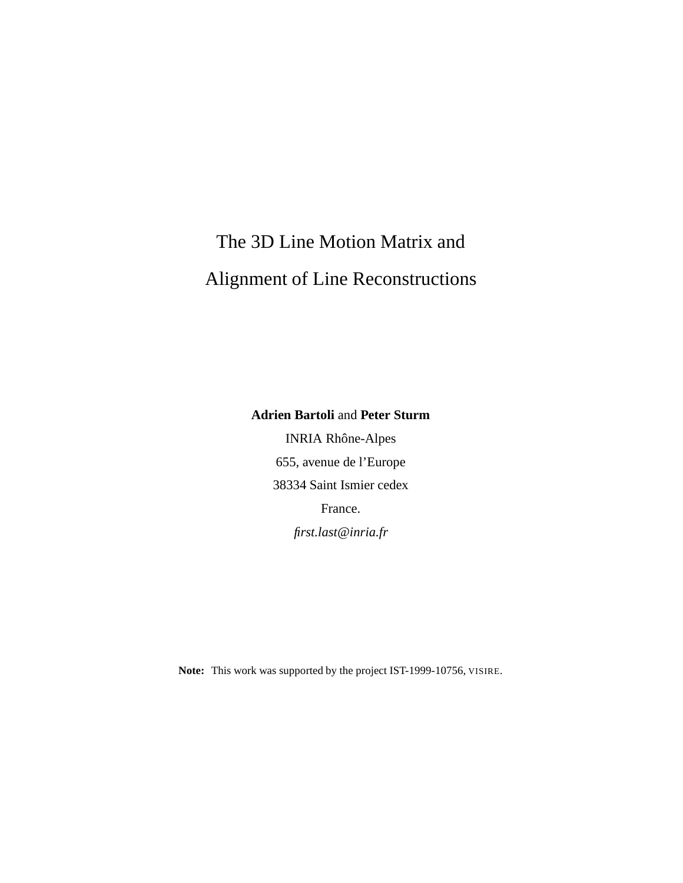# The 3D Line Motion Matrix and Alignment of Line Reconstructions

**Adrien Bartoli** and **Peter Sturm**

INRIA Rhône-Alpes

655, avenue de l'Europe

38334 Saint Ismier cedex

France.

*first.last@inria.fr*

**Note:** This work was supported by the project IST-1999-10756, VISIRE.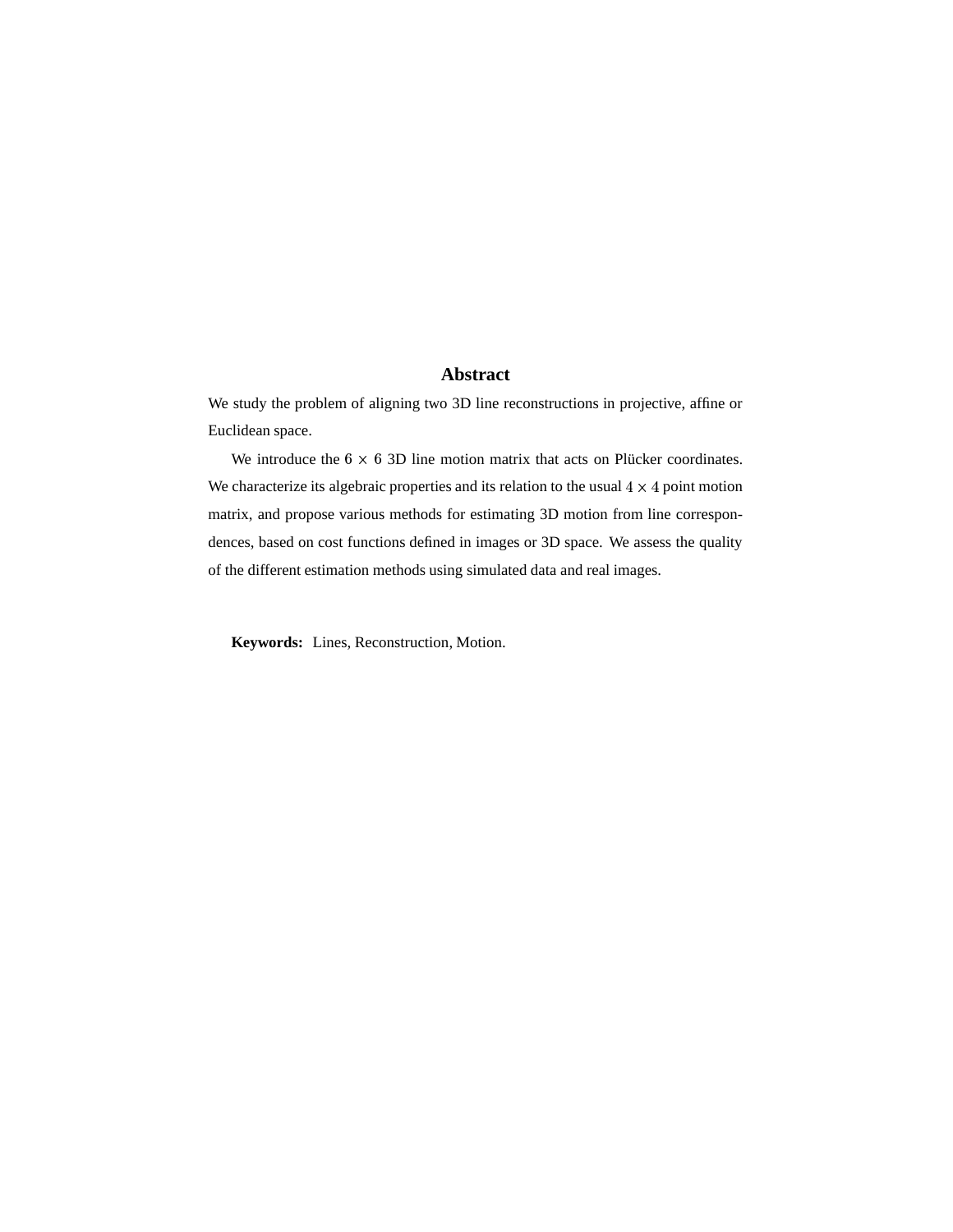## Abstract

We study the problem of aligning two 3D line reconstructions in projective, affine or Euclidean space.

We introduce the $6 \times 6$ 3D line motion matrix that acts on Plücker coordinates. We characterize its algebraic properties and its relation to the usual $4 \times 4$ point motion matrix, and propose various methods for estimating 3D motion from line correspondences, based on cost functions defined in images or 3D space. We assess the quality of the different estimation methods using simulated data and real images.

**Keywords:** Lines, Reconstruction, Motion.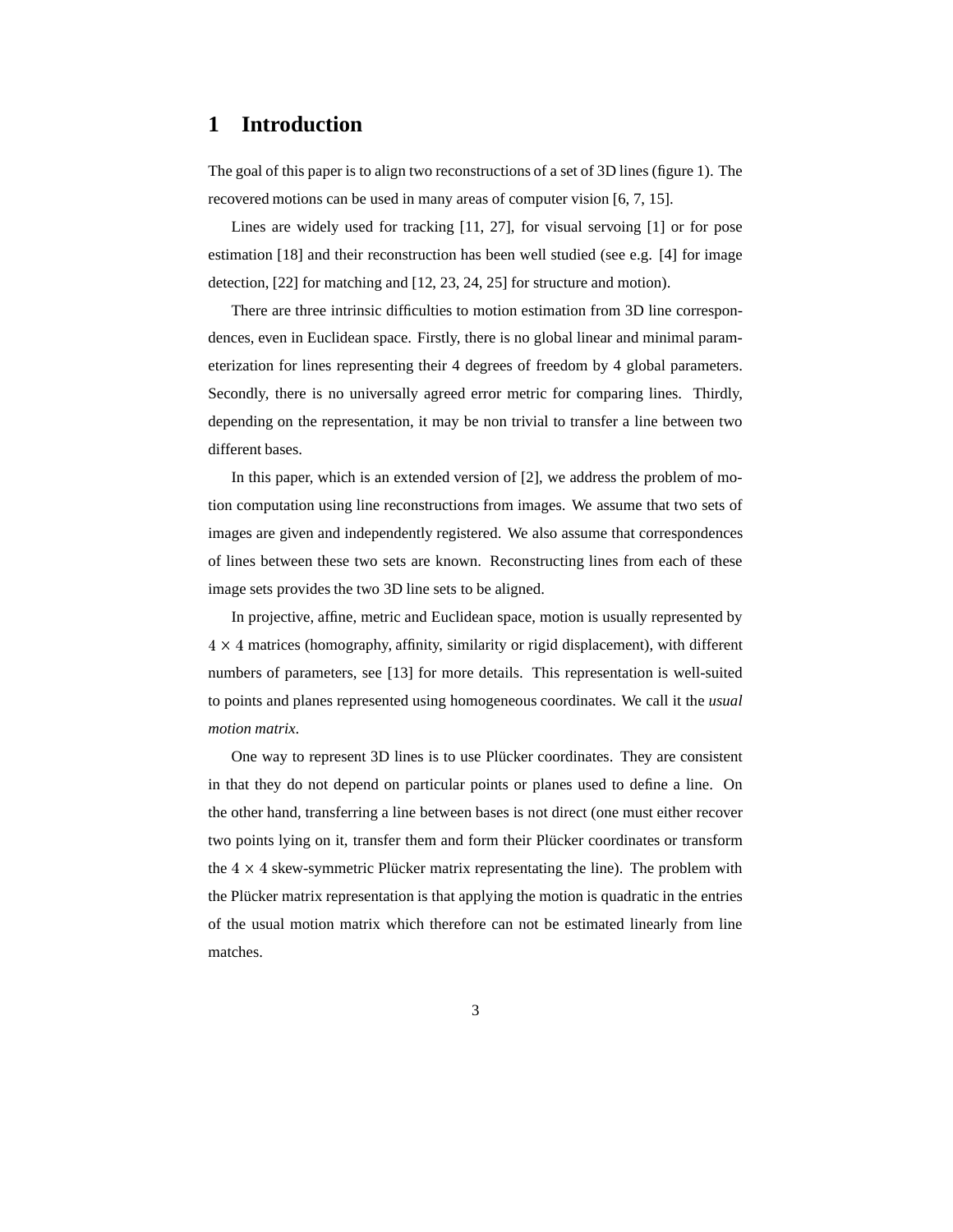# 1 Introduction

The goal of this paper is to align two reconstructions of a set of 3D lines (figure 1). The recovered motions can be used in many areas of computer vision [6, 7, 15].

Lines are widely used for tracking [11, 27], for visual servoing [1] or for pose estimation [18] and their reconstruction has been well studied (see e.g. [4] for image detection, [22] for matching and [12, 23, 24, 25] for structure and motion).

There are three intrinsic difficulties to motion estimation from 3D line correspondences, even in Euclidean space. Firstly, there is no global linear and minimal parameterization for lines representing their 4 degrees of freedom by 4 global parameters. Secondly, there is no universally agreed error metric for comparing lines. Thirdly, depending on the representation, it may be non trivial to transfer a line between two different bases.

In this paper, which is an extended version of [2], we address the problem of motion computation using line reconstructions from images. We assume that two sets of images are given and independently registered. We also assume that correspondences of lines between these two sets are known. Reconstructing lines from each of these image sets provides the two 3D line sets to be aligned.

In projective, affine, metric and Euclidean space, motion is usually represented by $4 \times 4$ matrices (homography, affinity, similarity or rigid displacement), with different numbers of parameters, see [13] for more details. This representation is well-suited to points and planes represented using homogeneous coordinates. We call it the *usual motion matrix*.

One way to represent 3D lines is to use Plücker coordinates. They are consistent in that they do not depend on particular points or planes used to define a line. On the other hand, transferring a line between bases is not direct (one must either recover two points lying on it, transfer them and form their Plücker coordinates or transform the $4 \times 4$ skew-symmetric Plücker matrix representating the line). The problem with the Plücker matrix representation is that applying the motion is quadratic in the entries of the usual motion matrix which therefore can not be estimated linearly from line matches.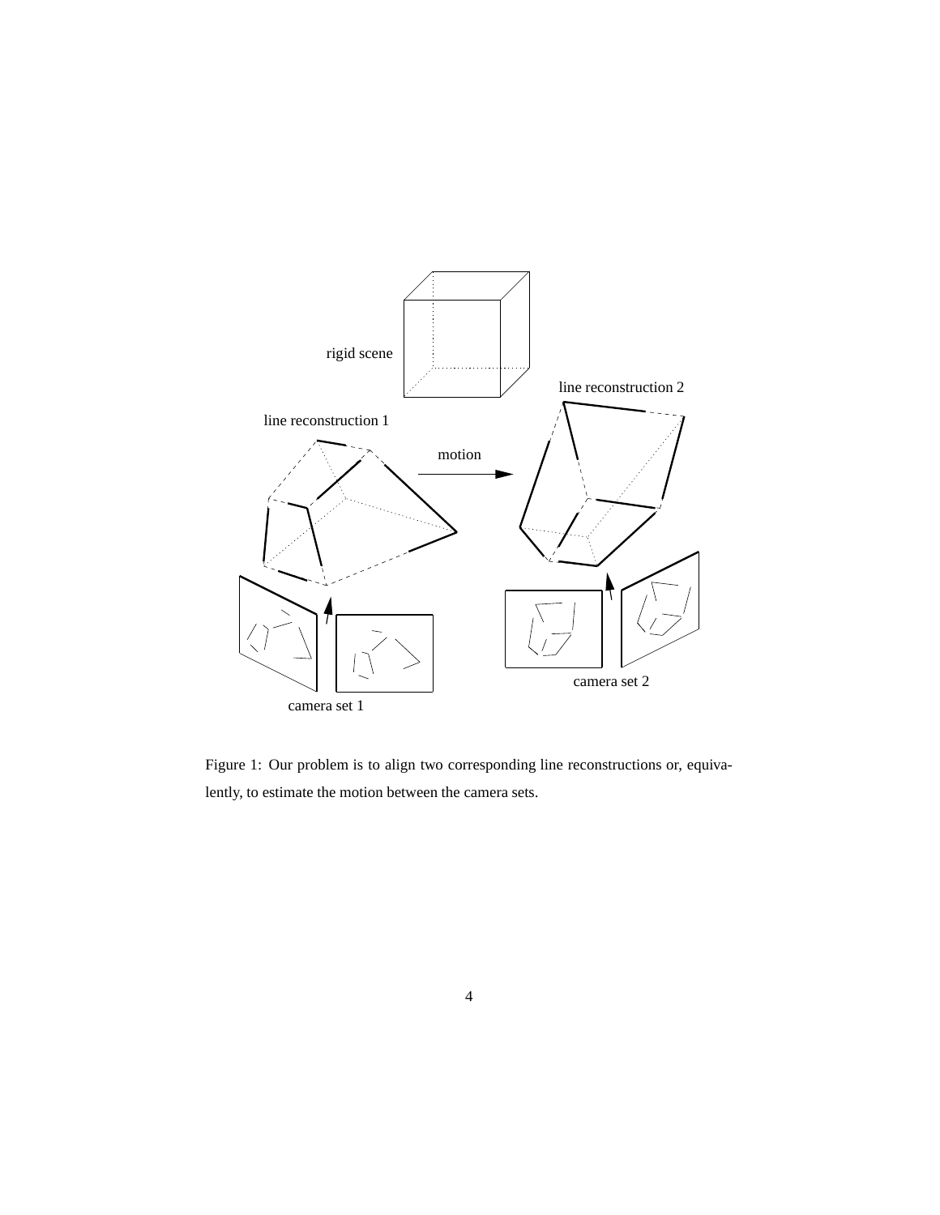Figure 1: Our problem is to align two corresponding line reconstructions or, equivalently, to estimate the motion between the camera sets.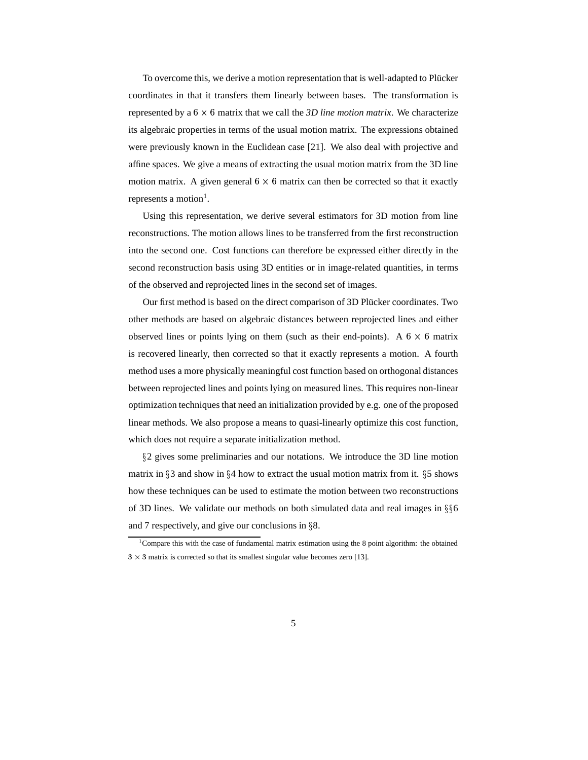To overcome this, we derive a motion representation that is well-adapted to Plücker coordinates in that it transfers them linearly between bases. The transformation is represented by a $6 \times 6$ matrix that we call the *3D line motion matrix*. We characterize its algebraic properties in terms of the usual motion matrix. The expressions obtained were previously known in the Euclidean case [21]. We also deal with projective and affine spaces. We give a means of extracting the usual motion matrix from the 3D line motion matrix. A given general $6 \times 6$ matrix can then be corrected so that it exactly represents a motion[1].

Using this representation, we derive several estimators for 3D motion from line reconstructions. The motion allows lines to be transferred from the first reconstruction into the second one. Cost functions can therefore be expressed either directly in the second reconstruction basis using 3D entities or in image-related quantities, in terms of the observed and reprojected lines in the second set of images.

Our first method is based on the direct comparison of 3D Plücker coordinates. Two other methods are based on algebraic distances between reprojected lines and either observed lines or points lying on them (such as their end-points). A $6 \times 6$ matrix is recovered linearly, then corrected so that it exactly represents a motion. A fourth method uses a more physically meaningful cost function based on orthogonal distances between reprojected lines and points lying on measured lines. This requires non-linear optimization techniques that need an initialization provided by e.g. one of the proposed linear methods. We also propose a means to quasi-linearly optimize this cost function, which does not require a separate initialization method.

§2 gives some preliminaries and our notations. We introduce the 3D line motion matrix in §3 and show in §4 how to extract the usual motion matrix from it. §5 shows how these techniques can be used to estimate the motion between two reconstructions of 3D lines. We validate our methods on both simulated data and real images in §§6 and 7 respectively, and give our conclusions in §8.

[1] Compare this with the case of fundamental matrix estimation using the 8 point algorithm: the obtained $3 \times 3$ matrix is corrected so that its smallest singular value becomes zero [13].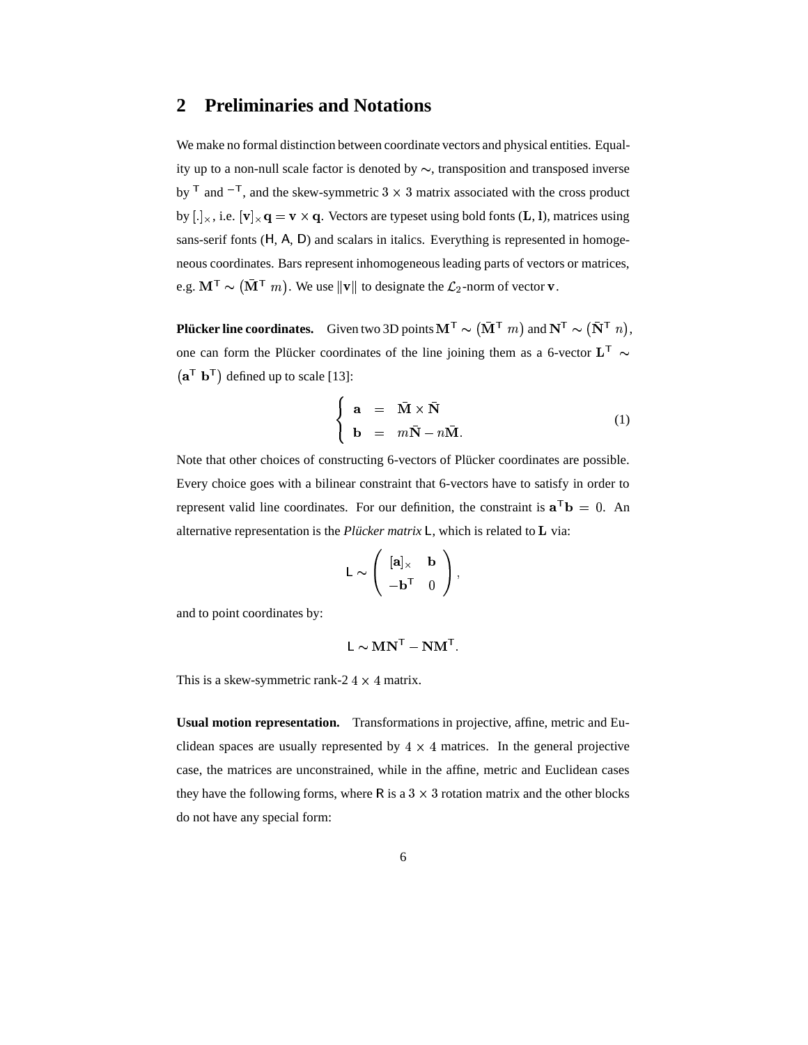## 2 Preliminaries and Notations

We make no formal distinction between coordinate vectors and physical entities. Equality up to a non-null scale factor is denoted by $\sim$, transposition and transposed inverse by $^\mathsf{T}$ and $^{-\mathsf{T}}$, and the skew-symmetric $3 \times 3$ matrix associated with the cross product by $[.]_\times$, i.e. $[\mathbf{v}]_\times \mathbf{q} = \mathbf{v} \times \mathbf{q}$. Vectors are typeset using bold fonts ($\mathbf{L}$, $\mathbf{l}$), matrices using sans-serif fonts ($\mathsf{H}$, $\mathsf{A}$, $\mathsf{D}$) and scalars in italics. Everything is represented in homogeneous coordinates. Bars represent inhomogeneous leading parts of vectors or matrices, e.g. $\mathbf{M}^\mathsf{T} \sim \begin{pmatrix} \bar{\mathbf{M}}^\mathsf{T} & m \end{pmatrix}$. We use $\|\mathbf{v}\|$ to designate the $\mathcal{L}_2$-norm of vector $\mathbf{v}$.

**Plücker line coordinates.** Given two 3D points $\mathbf{M}^\mathsf{T} \sim \begin{pmatrix} \bar{\mathbf{M}}^\mathsf{T} & m \end{pmatrix}$ and $\mathbf{N}^\mathsf{T} \sim \begin{pmatrix} \bar{\mathbf{N}}^\mathsf{T} & n \end{pmatrix}$, one can form the Plücker coordinates of the line joining them as a 6-vector $\mathbf{L}^\mathsf{T} \sim \begin{pmatrix} \mathbf{a}^\mathsf{T} & \mathbf{b}^\mathsf{T} \end{pmatrix}$ defined up to scale [13]:

$$
\left\{
\begin{array}{rcl}
\mathbf{a} & = & \bar{\mathbf{M}} \times \bar{\mathbf{N}} \\
\mathbf{b} & = & m\bar{\mathbf{N}} - n\bar{\mathbf{M}}.
\end{array}
\right.
\tag{1}
$$

Note that other choices of constructing 6-vectors of Plücker coordinates are possible. Every choice goes with a bilinear constraint that 6-vectors have to satisfy in order to represent valid line coordinates. For our definition, the constraint is $\mathbf{a}^\mathsf{T}\mathbf{b} = 0$. An alternative representation is the *Plücker matrix* $\mathsf{L}$, which is related to $\mathbf{L}$ via:

$$
\mathsf{L} \sim \begin{pmatrix} [\mathbf{a}]_\times & \mathbf{b} \\ -\mathbf{b}^\mathsf{T} & 0 \end{pmatrix},
$$

and to point coordinates by:

$$
\mathsf{L} \sim \mathbf{M}\mathbf{N}^\mathsf{T} - \mathbf{N}\mathbf{M}^\mathsf{T}.
$$

This is a skew-symmetric rank-2 $4 \times 4$ matrix.

**Usual motion representation.** Transformations in projective, affine, metric and Euclidean spaces are usually represented by $4 \times 4$ matrices. In the general projective case, the matrices are unconstrained, while in the affine, metric and Euclidean cases they have the following forms, where $\mathsf{R}$ is a $3 \times 3$ rotation matrix and the other blocks do not have any special form: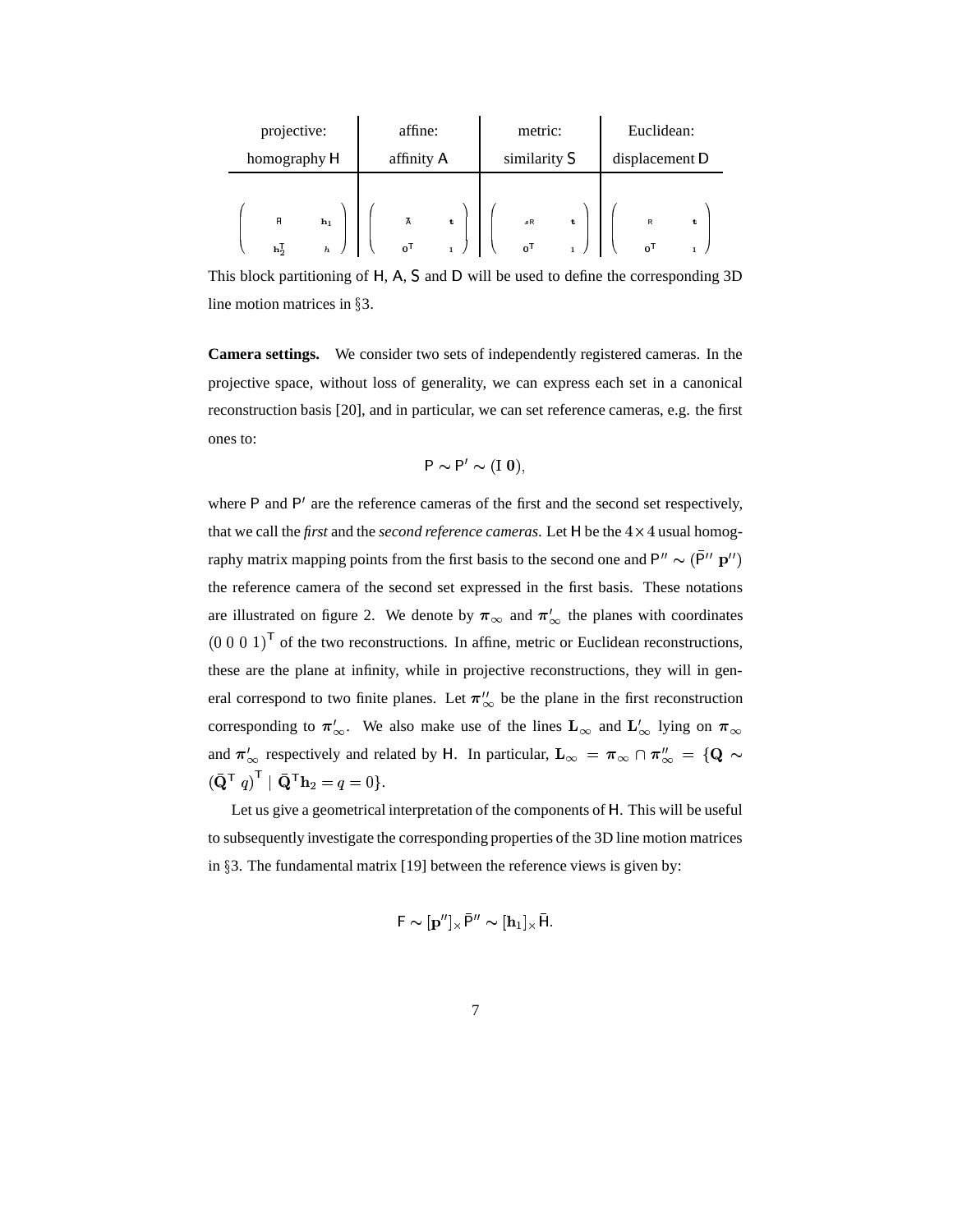| projective: homography $\mathsf{H}$ | affine: affinity $\mathsf{A}$ | metric: similarity $\mathsf{S}$ | Euclidean: displacement $\mathsf{D}$ |
|---|---|---|---|
| $\begin{pmatrix} \bar{\mathsf{H}} & \mathbf{h}_1 \\ \mathbf{h}_2^{\mathsf{T}} & h \end{pmatrix}$ | $\begin{pmatrix} \bar{\mathsf{A}} & \mathbf{t} \\ \mathbf{0}^{\mathsf{T}} & 1 \end{pmatrix}$ | $\begin{pmatrix} s\mathsf{R} & \mathbf{t} \\ \mathbf{0}^{\mathsf{T}} & 1 \end{pmatrix}$ | $\begin{pmatrix} \mathsf{R} & \mathbf{t} \\ \mathbf{0}^{\mathsf{T}} & 1 \end{pmatrix}$ |

This block partitioning of $\mathsf{H}$, $\mathsf{A}$, $\mathsf{S}$ and $\mathsf{D}$ will be used to define the corresponding 3D line motion matrices in §3.

**Camera settings.** We consider two sets of independently registered cameras. In the projective space, without loss of generality, we can express each set in a canonical reconstruction basis [20], and in particular, we can set reference cameras, e.g. the first ones to:

$$\mathsf{P} \sim \mathsf{P}' \sim (\mathrm{I}\ \mathbf{0}),$$

where $\mathsf{P}$ and $\mathsf{P}'$ are the reference cameras of the first and the second set respectively, that we call the *first* and the *second reference cameras*. Let $\mathsf{H}$ be the $4 \times 4$ usual homography matrix mapping points from the first basis to the second one and $\mathsf{P}'' \sim (\bar{\mathsf{P}}''\ \mathbf{p}'')$ the reference camera of the second set expressed in the first basis. These notations are illustrated on figure 2. We denote by $\boldsymbol{\pi}_\infty$ and $\boldsymbol{\pi}'_\infty$ the planes with coordinates $(0\ 0\ 0\ 1)^{\mathsf{T}}$ of the two reconstructions. In affine, metric or Euclidean reconstructions, these are the plane at infinity, while in projective reconstructions, they will in general correspond to two finite planes. Let $\boldsymbol{\pi}''_\infty$ be the plane in the first reconstruction corresponding to $\boldsymbol{\pi}'_\infty$. We also make use of the lines $\mathbf{L}_\infty$ and $\mathbf{L}'_\infty$ lying on $\boldsymbol{\pi}_\infty$ and $\boldsymbol{\pi}'_\infty$ respectively and related by $\mathsf{H}$. In particular, $\mathbf{L}_\infty = \boldsymbol{\pi}_\infty \cap \boldsymbol{\pi}''_\infty = \{\mathbf{Q} \sim (\bar{\mathbf{Q}}^{\mathsf{T}}\ q)^{\mathsf{T}} \mid \bar{\mathbf{Q}}^{\mathsf{T}}\mathbf{h}_2 = q = 0\}$.

Let us give a geometrical interpretation of the components of $\mathsf{H}$. This will be useful to subsequently investigate the corresponding properties of the 3D line motion matrices in §3. The fundamental matrix [19] between the reference views is given by:

$$\mathsf{F} \sim [\mathbf{p}'']_\times \bar{\mathsf{P}}'' \sim [\mathbf{h}_1]_\times \bar{\mathsf{H}}.$$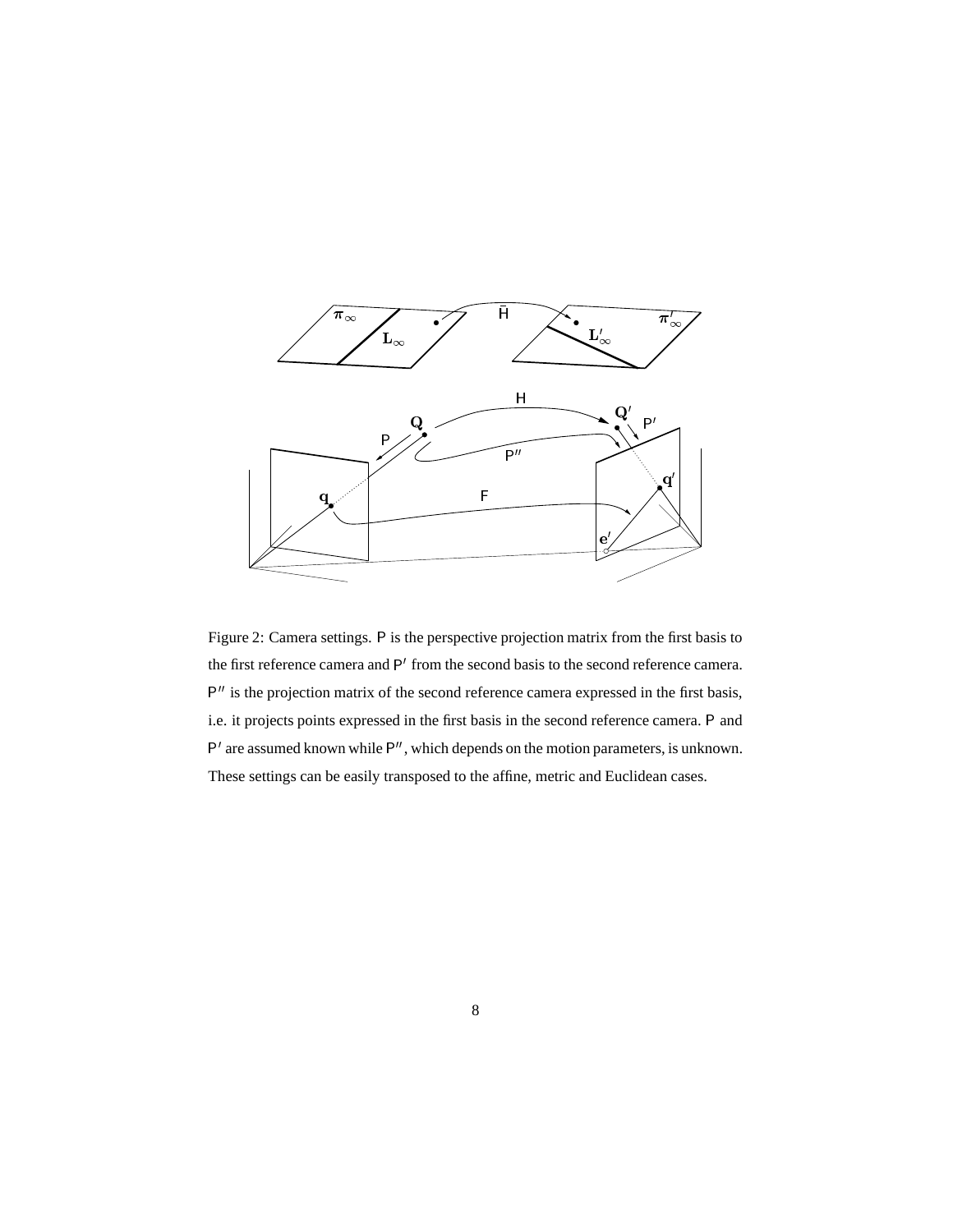Figure 2: Camera settings. $\mathsf{P}$ is the perspective projection matrix from the first basis to the first reference camera and $\mathsf{P}'$ from the second basis to the second reference camera. $\mathsf{P}''$ is the projection matrix of the second reference camera expressed in the first basis, i.e. it projects points expressed in the first basis in the second reference camera. $\mathsf{P}$ and $\mathsf{P}'$ are assumed known while $\mathsf{P}''$, which depends on the motion parameters, is unknown. These settings can be easily transposed to the affine, metric and Euclidean cases.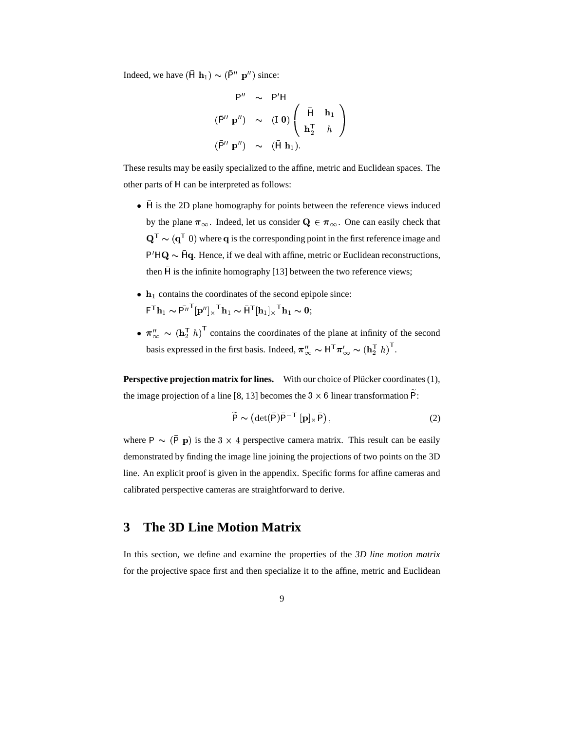Indeed, we have $(\bar{\mathsf{H}}\ \mathbf{h}_1) \sim (\bar{\mathsf{P}}''\ \mathbf{p}'')$ since:

$$
\begin{array}{rcl}
\mathsf{P}'' & \sim & \mathsf{P}'\mathsf{H} \\
(\bar{\mathsf{P}}''\ \mathbf{p}'') & \sim & (\mathrm{I}\ \mathbf{0}) \begin{pmatrix} \bar{\mathsf{H}} & \mathbf{h}_1 \\ \mathbf{h}_2^\mathsf{T} & h \end{pmatrix} \\
(\bar{\mathsf{P}}''\ \mathbf{p}'') & \sim & (\bar{\mathsf{H}}\ \mathbf{h}_1).
\end{array}
$$

These results may be easily specialized to the affine, metric and Euclidean spaces. The other parts of $\mathsf{H}$ can be interpreted as follows:

- $\bar{\mathsf{H}}$ is the 2D plane homography for points between the reference views induced by the plane $\boldsymbol{\pi}_\infty$. Indeed, let us consider $\mathbf{Q} \in \boldsymbol{\pi}_\infty$. One can easily check that $\mathbf{Q}^\mathsf{T} \sim (\mathbf{q}^\mathsf{T}\ 0)$ where $\mathbf{q}$ is the corresponding point in the first reference image and $\mathsf{P}'\mathsf{H}\mathbf{Q} \sim \bar{\mathsf{H}}\mathbf{q}$. Hence, if we deal with affine, metric or Euclidean reconstructions, then $\bar{\mathsf{H}}$ is the infinite homography [13] between the two reference views;
- $\mathbf{h}_1$ contains the coordinates of the second epipole since: $\mathsf{F}^\mathsf{T}\mathbf{h}_1 \sim \bar{\mathsf{P}''}^\mathsf{T}[\mathbf{p}'']_\times{}^\mathsf{T}\mathbf{h}_1 \sim \bar{\mathsf{H}}^\mathsf{T}[\mathbf{h}_1]_\times{}^\mathsf{T}\mathbf{h}_1 \sim \mathbf{0}$;
- $\boldsymbol{\pi}''_\infty \sim (\mathbf{h}_2^\mathsf{T}\ h)^\mathsf{T}$ contains the coordinates of the plane at infinity of the second basis expressed in the first basis. Indeed, $\boldsymbol{\pi}''_\infty \sim \mathsf{H}^\mathsf{T}\boldsymbol{\pi}'_\infty \sim (\mathbf{h}_2^\mathsf{T}\ h)^\mathsf{T}$.

**Perspective projection matrix for lines.** With our choice of Plücker coordinates (1), the image projection of a line [8, 13] becomes the $3 \times 6$ linear transformation $\widetilde{\mathsf{P}}$:

$$
\widetilde{\mathsf{P}} \sim \left(\det(\bar{\mathsf{P}})\bar{\mathsf{P}}^{-\mathsf{T}}\ [\mathbf{p}]_\times\bar{\mathsf{P}}\right), \tag{2}
$$

where $\mathsf{P} \sim (\bar{\mathsf{P}}\ \mathbf{p})$ is the $3 \times 4$ perspective camera matrix. This result can be easily demonstrated by finding the image line joining the projections of two points on the 3D line. An explicit proof is given in the appendix. Specific forms for affine cameras and calibrated perspective cameras are straightforward to derive.

## 3 The 3D Line Motion Matrix

In this section, we define and examine the properties of the *3D line motion matrix* for the projective space first and then specialize it to the affine, metric and Euclidean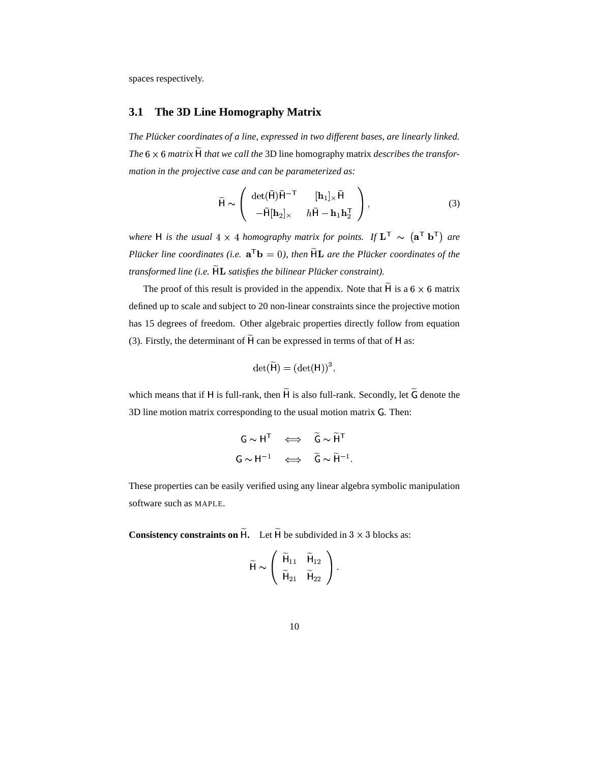spaces respectively.

### 3.1 The 3D Line Homography Matrix

*The Plücker coordinates of a line, expressed in two different bases, are linearly linked. The $6 \times 6$ matrix $\widetilde{\mathsf{H}}$ that we call the* 3D line homography matrix *describes the transformation in the projective case and can be parameterized as:*

$$\widetilde{\mathsf{H}} \sim \begin{pmatrix} \det(\bar{\mathsf{H}})\bar{\mathsf{H}}^{-\mathsf{T}} & [\mathbf{h}_1]_\times \bar{\mathsf{H}} \\ -\bar{\mathsf{H}}[\mathbf{h}_2]_\times & h\bar{\mathsf{H}} - \mathbf{h}_1\mathbf{h}_2^\mathsf{T} \end{pmatrix}, \tag{3}$$

*where $\mathsf{H}$ is the usual $4 \times 4$ homography matrix for points. If $\mathbf{L}^\mathsf{T} \sim \begin{pmatrix} \mathbf{a}^\mathsf{T} & \mathbf{b}^\mathsf{T} \end{pmatrix}$ are Plücker line coordinates (i.e. $\mathbf{a}^\mathsf{T}\mathbf{b} = 0$), then $\widetilde{\mathsf{H}}\mathbf{L}$ are the Plücker coordinates of the transformed line (i.e. $\widetilde{\mathsf{H}}\mathbf{L}$ satisfies the bilinear Plücker constraint).*

The proof of this result is provided in the appendix. Note that $\widetilde{\mathsf{H}}$ is a $6 \times 6$ matrix defined up to scale and subject to 20 non-linear constraints since the projective motion has 15 degrees of freedom. Other algebraic properties directly follow from equation (3). Firstly, the determinant of $\widetilde{\mathsf{H}}$ can be expressed in terms of that of $\mathsf{H}$ as:

$$\det(\widetilde{\mathsf{H}}) = (\det(\mathsf{H}))^3,$$

which means that if $\mathsf{H}$ is full-rank, then $\widetilde{\mathsf{H}}$ is also full-rank. Secondly, let $\widetilde{\mathsf{G}}$ denote the 3D line motion matrix corresponding to the usual motion matrix $\mathsf{G}$. Then:

$$\begin{aligned} \mathsf{G} \sim \mathsf{H}^\mathsf{T} \quad &\Longleftrightarrow \quad \widetilde{\mathsf{G}} \sim \widetilde{\mathsf{H}}^\mathsf{T} \\ \mathsf{G} \sim \mathsf{H}^{-1} \quad &\Longleftrightarrow \quad \widetilde{\mathsf{G}} \sim \widetilde{\mathsf{H}}^{-1}. \end{aligned}$$

These properties can be easily verified using any linear algebra symbolic manipulation software such as MAPLE.

**Consistency constraints on $\widetilde{\mathsf{H}}$.** Let $\widetilde{\mathsf{H}}$ be subdivided in $3 \times 3$ blocks as:

$$\widetilde{\mathsf{H}} \sim \begin{pmatrix} \widetilde{\mathsf{H}}_{11} & \widetilde{\mathsf{H}}_{12} \\ \widetilde{\mathsf{H}}_{21} & \widetilde{\mathsf{H}}_{22} \end{pmatrix}.$$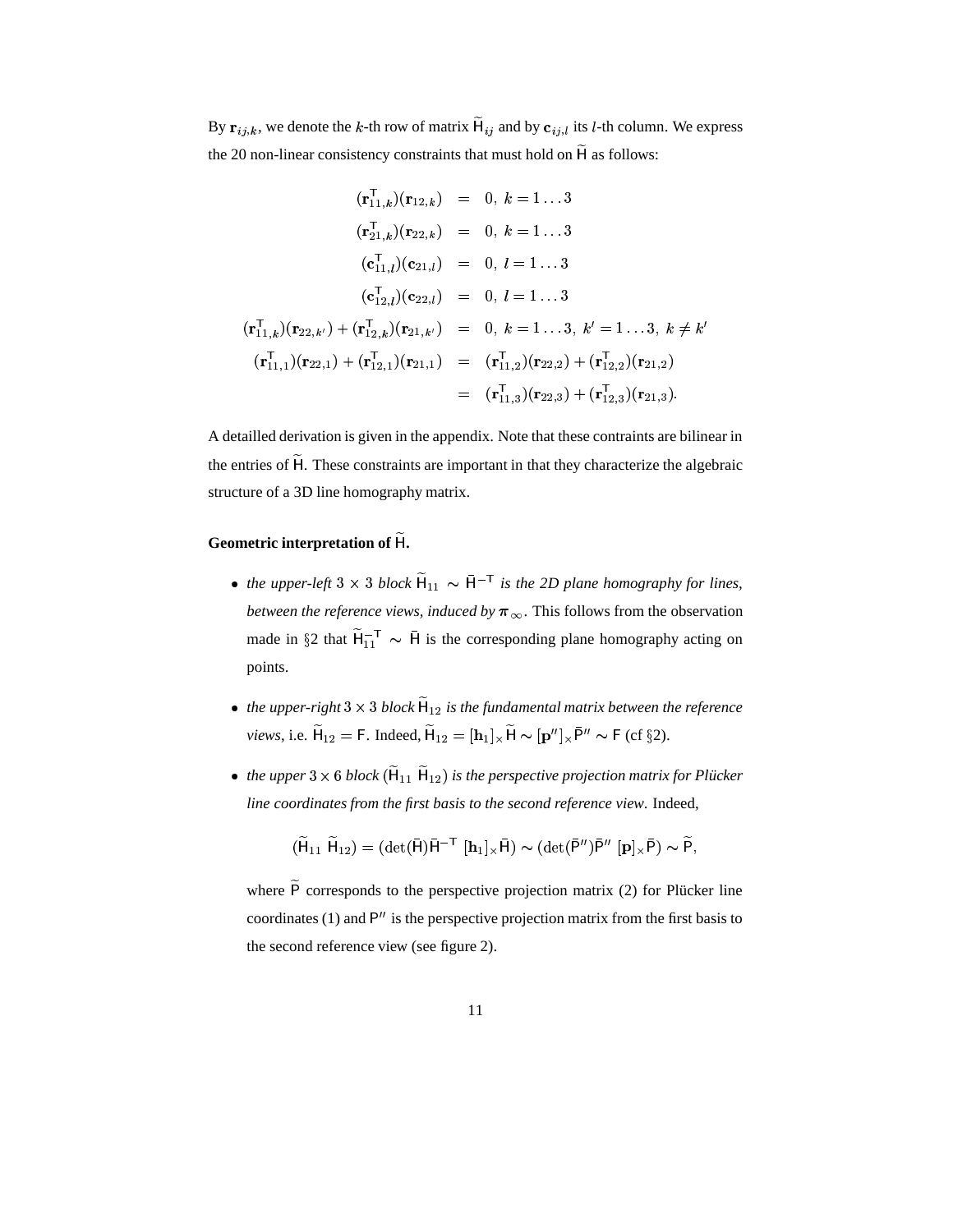By $\mathbf{r}_{ij,k}$, we denote the $k$-th row of matrix $\widetilde{\mathsf{H}}_{ij}$ and by $\mathbf{c}_{ij,l}$ its $l$-th column. We express the 20 non-linear consistency constraints that must hold on $\widetilde{\mathsf{H}}$ as follows:

$$
\begin{aligned}
(\mathbf{r}_{11,k}^{\mathsf{T}})(\mathbf{r}_{12,k}) &= 0,\ k = 1\ldots3 \\
(\mathbf{r}_{21,k}^{\mathsf{T}})(\mathbf{r}_{22,k}) &= 0,\ k = 1\ldots3 \\
(\mathbf{c}_{11,l}^{\mathsf{T}})(\mathbf{c}_{21,l}) &= 0,\ l = 1\ldots3 \\
(\mathbf{c}_{12,l}^{\mathsf{T}})(\mathbf{c}_{22,l}) &= 0,\ l = 1\ldots3 \\
(\mathbf{r}_{11,k}^{\mathsf{T}})(\mathbf{r}_{22,k'}) + (\mathbf{r}_{12,k}^{\mathsf{T}})(\mathbf{r}_{21,k'}) &= 0,\ k = 1\ldots3,\ k' = 1\ldots3,\ k \neq k' \\
(\mathbf{r}_{11,1}^{\mathsf{T}})(\mathbf{r}_{22,1}) + (\mathbf{r}_{12,1}^{\mathsf{T}})(\mathbf{r}_{21,1}) &= (\mathbf{r}_{11,2}^{\mathsf{T}})(\mathbf{r}_{22,2}) + (\mathbf{r}_{12,2}^{\mathsf{T}})(\mathbf{r}_{21,2}) \\
&= (\mathbf{r}_{11,3}^{\mathsf{T}})(\mathbf{r}_{22,3}) + (\mathbf{r}_{12,3}^{\mathsf{T}})(\mathbf{r}_{21,3}).
\end{aligned}
$$

A detailled derivation is given in the appendix. Note that these contraints are bilinear in the entries of $\widetilde{\mathsf{H}}$. These constraints are important in that they characterize the algebraic structure of a 3D line homography matrix.

**Geometric interpretation of $\widetilde{\mathsf{H}}$.**

- *the upper-left* $3 \times 3$ *block* $\widetilde{\mathsf{H}}_{11} \sim \bar{\mathsf{H}}^{-\mathsf{T}}$ *is the 2D plane homography for lines, between the reference views, induced by* $\boldsymbol{\pi}_\infty$. This follows from the observation made in §2 that $\widetilde{\mathsf{H}}_{11}^{-\mathsf{T}} \sim \bar{\mathsf{H}}$ is the corresponding plane homography acting on points.

- *the upper-right* $3 \times 3$ *block* $\widetilde{\mathsf{H}}_{12}$ *is the fundamental matrix between the reference views*, i.e. $\widetilde{\mathsf{H}}_{12} = \mathsf{F}$. Indeed, $\widetilde{\mathsf{H}}_{12} = [\mathbf{h}_1]_\times \widetilde{\mathsf{H}} \sim [\mathbf{p}'']_\times \bar{\mathsf{P}}'' \sim \mathsf{F}$ (cf §2).

- *the upper* $3 \times 6$ *block* $(\widetilde{\mathsf{H}}_{11}\ \widetilde{\mathsf{H}}_{12})$ *is the perspective projection matrix for Plücker line coordinates from the first basis to the second reference view*. Indeed,

$$
(\widetilde{\mathsf{H}}_{11}\ \widetilde{\mathsf{H}}_{12}) = (\det(\bar{\mathsf{H}})\bar{\mathsf{H}}^{-\mathsf{T}}\ [\mathbf{h}_1]_\times \bar{\mathsf{H}}) \sim (\det(\bar{\mathsf{P}}'')\bar{\mathsf{P}}''\ [\mathbf{p}]_\times \bar{\mathsf{P}}) \sim \widetilde{\mathsf{P}},
$$

  where $\widetilde{\mathsf{P}}$ corresponds to the perspective projection matrix (2) for Plücker line coordinates (1) and $\mathsf{P}''$ is the perspective projection matrix from the first basis to the second reference view (see figure 2).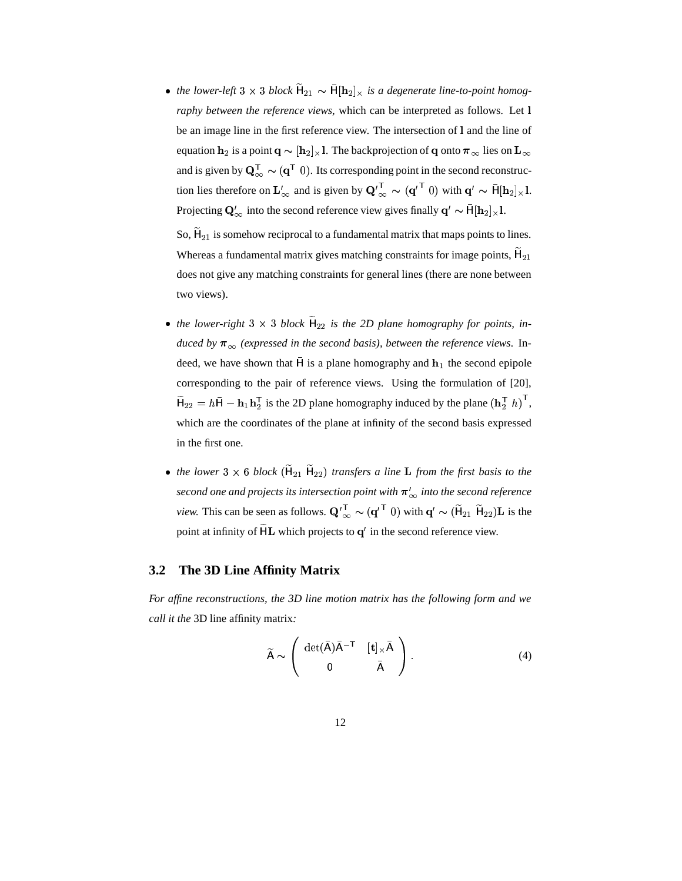- *the lower-left* $3 \times 3$ *block* $\widetilde{\mathsf{H}}_{21} \sim \bar{\mathsf{H}}[\mathbf{h}_2]_\times$ *is a degenerate line-to-point homography between the reference views*, which can be interpreted as follows. Let $\mathbf{l}$ be an image line in the first reference view. The intersection of $\mathbf{l}$ and the line of equation $\mathbf{h}_2$ is a point $\mathbf{q} \sim [\mathbf{h}_2]_\times \mathbf{l}$. The backprojection of $\mathbf{q}$ onto $\boldsymbol{\pi}_\infty$ lies on $\mathbf{L}_\infty$ and is given by $\mathbf{Q}_\infty^\mathsf{T} \sim (\mathbf{q}^\mathsf{T}\ 0)$. Its corresponding point in the second reconstruction lies therefore on $\mathbf{L}'_\infty$ and is given by $\mathbf{Q}'^\mathsf{T}_\infty \sim (\mathbf{q}'^\mathsf{T}\ 0)$ with $\mathbf{q}' \sim \bar{\mathsf{H}}[\mathbf{h}_2]_\times \mathbf{l}$. Projecting $\mathbf{Q}'_\infty$ into the second reference view gives finally $\mathbf{q}' \sim \bar{\mathsf{H}}[\mathbf{h}_2]_\times \mathbf{l}$.

  So, $\widetilde{\mathsf{H}}_{21}$ is somehow reciprocal to a fundamental matrix that maps points to lines. Whereas a fundamental matrix gives matching constraints for image points, $\widetilde{\mathsf{H}}_{21}$ does not give any matching constraints for general lines (there are none between two views).

- *the lower-right* $3 \times 3$ *block* $\widetilde{\mathsf{H}}_{22}$ *is the 2D plane homography for points, induced by* $\boldsymbol{\pi}_\infty$ *(expressed in the second basis), between the reference views*. Indeed, we have shown that $\bar{\mathsf{H}}$ is a plane homography and $\mathbf{h}_1$ the second epipole corresponding to the pair of reference views. Using the formulation of [20], $\widetilde{\mathsf{H}}_{22} = h\bar{\mathsf{H}} - \mathbf{h}_1\mathbf{h}_2^\mathsf{T}$ is the 2D plane homography induced by the plane $(\mathbf{h}_2^\mathsf{T}\ h)^\mathsf{T}$, which are the coordinates of the plane at infinity of the second basis expressed in the first one.

- *the lower* $3 \times 6$ *block* $(\widetilde{\mathsf{H}}_{21}\ \widetilde{\mathsf{H}}_{22})$ *transfers a line* $\mathbf{L}$ *from the first basis to the second one and projects its intersection point with* $\boldsymbol{\pi}'_\infty$ *into the second reference view.* This can be seen as follows. $\mathbf{Q}'^\mathsf{T}_\infty \sim (\mathbf{q}'^\mathsf{T}\ 0)$ with $\mathbf{q}' \sim (\widetilde{\mathsf{H}}_{21}\ \widetilde{\mathsf{H}}_{22})\mathbf{L}$ is the point at infinity of $\widetilde{\mathsf{H}}\mathbf{L}$ which projects to $\mathbf{q}'$ in the second reference view.

### 3.2 The 3D Line Affinity Matrix

*For affine reconstructions, the 3D line motion matrix has the following form and we call it the* 3D line affinity matrix*:*

$$\widetilde{\mathsf{A}} \sim \begin{pmatrix} \det(\bar{\mathsf{A}})\bar{\mathsf{A}}^{-\mathsf{T}} & [\mathbf{t}]_\times \bar{\mathsf{A}} \\ 0 & \bar{\mathsf{A}} \end{pmatrix}. \tag{4}$$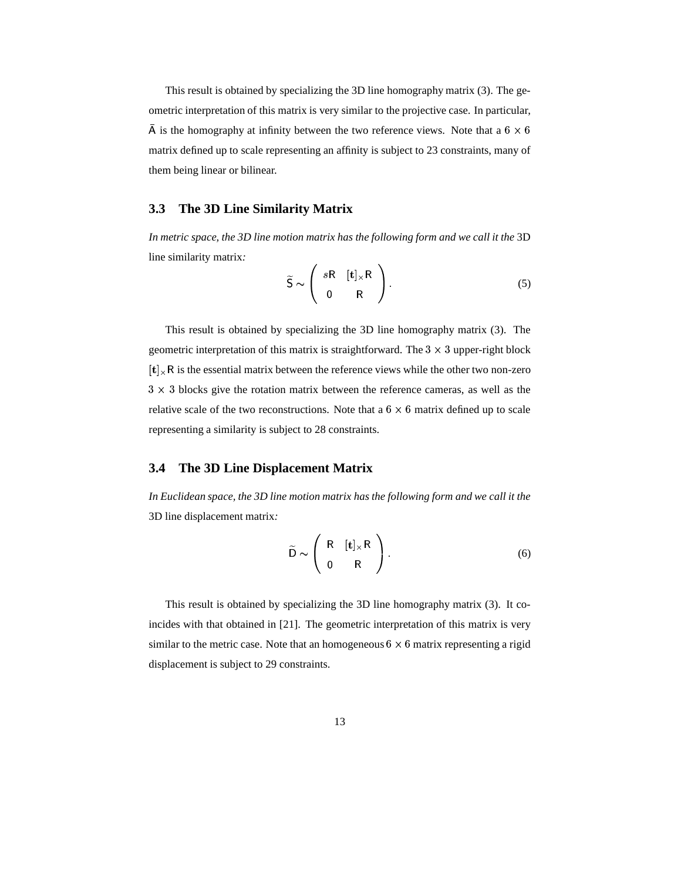This result is obtained by specializing the 3D line homography matrix (3). The geometric interpretation of this matrix is very similar to the projective case. In particular, $\bar{\mathsf{A}}$ is the homography at infinity between the two reference views. Note that a $6 \times 6$ matrix defined up to scale representing an affinity is subject to 23 constraints, many of them being linear or bilinear.

### 3.3 The 3D Line Similarity Matrix

*In metric space, the 3D line motion matrix has the following form and we call it the* 3D line similarity matrix*:*

$$\widetilde{\mathsf{S}} \sim \begin{pmatrix} s\mathsf{R} & [\mathbf{t}]_\times \mathsf{R} \\ 0 & \mathsf{R} \end{pmatrix}. \tag{5}$$

This result is obtained by specializing the 3D line homography matrix (3). The geometric interpretation of this matrix is straightforward. The $3 \times 3$ upper-right block $[\mathbf{t}]_\times \mathsf{R}$ is the essential matrix between the reference views while the other two non-zero $3 \times 3$ blocks give the rotation matrix between the reference cameras, as well as the relative scale of the two reconstructions. Note that a $6 \times 6$ matrix defined up to scale representing a similarity is subject to 28 constraints.

### 3.4 The 3D Line Displacement Matrix

*In Euclidean space, the 3D line motion matrix has the following form and we call it the* 3D line displacement matrix*:*

$$\widetilde{\mathsf{D}} \sim \begin{pmatrix} \mathsf{R} & [\mathbf{t}]_\times \mathsf{R} \\ 0 & \mathsf{R} \end{pmatrix}. \tag{6}$$

This result is obtained by specializing the 3D line homography matrix (3). It coincides with that obtained in [21]. The geometric interpretation of this matrix is very similar to the metric case. Note that an homogeneous $6 \times 6$ matrix representing a rigid displacement is subject to 29 constraints.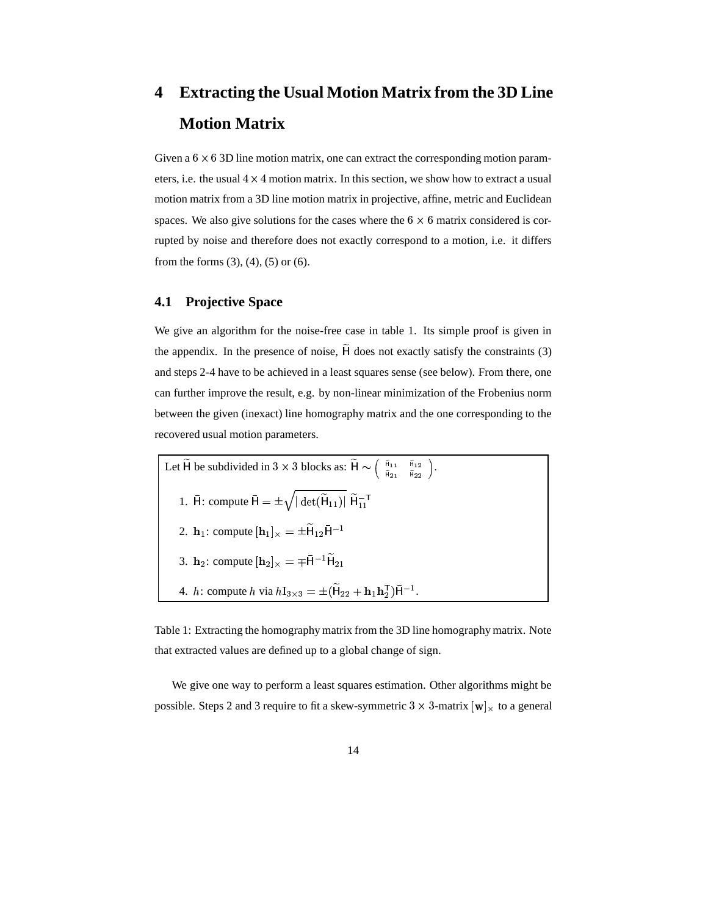# 4 Extracting the Usual Motion Matrix from the 3D Line Motion Matrix

Given a $6 \times 6$ 3D line motion matrix, one can extract the corresponding motion parameters, i.e. the usual $4 \times 4$ motion matrix. In this section, we show how to extract a usual motion matrix from a 3D line motion matrix in projective, affine, metric and Euclidean spaces. We also give solutions for the cases where the $6 \times 6$ matrix considered is corrupted by noise and therefore does not exactly correspond to a motion, i.e. it differs from the forms (3), (4), (5) or (6).

## 4.1 Projective Space

We give an algorithm for the noise-free case in table 1. Its simple proof is given in the appendix. In the presence of noise, $\widetilde{\mathsf{H}}$ does not exactly satisfy the constraints (3) and steps 2-4 have to be achieved in a least squares sense (see below). From there, one can further improve the result, e.g. by non-linear minimization of the Frobenius norm between the given (inexact) line homography matrix and the one corresponding to the recovered usual motion parameters.

Let $\widetilde{\mathsf{H}}$ be subdivided in $3 \times 3$ blocks as: $\widetilde{\mathsf{H}} \sim \begin{pmatrix} \widetilde{\mathsf{H}}_{11} & \widetilde{\mathsf{H}}_{12} \\ \widetilde{\mathsf{H}}_{21} & \widetilde{\mathsf{H}}_{22} \end{pmatrix}$.

1. $\bar{\mathsf{H}}$: compute $\bar{\mathsf{H}} = \pm\sqrt{|\det(\widetilde{\mathsf{H}}_{11})|}\ \widetilde{\mathsf{H}}_{11}^{-\mathsf{T}}$
2. $\mathbf{h}_1$: compute $[\mathbf{h}_1]_\times = \pm\widetilde{\mathsf{H}}_{12}\bar{\mathsf{H}}^{-1}$
3. $\mathbf{h}_2$: compute $[\mathbf{h}_2]_\times = \mp\bar{\mathsf{H}}^{-1}\widetilde{\mathsf{H}}_{21}$
4. $h$: compute $h$ via $h\mathrm{I}_{3\times 3} = \pm(\widetilde{\mathsf{H}}_{22} + \mathbf{h}_1\mathbf{h}_2^{\mathsf{T}})\bar{\mathsf{H}}^{-1}$.

Table 1: Extracting the homography matrix from the 3D line homography matrix. Note that extracted values are defined up to a global change of sign.

We give one way to perform a least squares estimation. Other algorithms might be possible. Steps 2 and 3 require to fit a skew-symmetric $3 \times 3$-matrix $[\mathbf{w}]_\times$ to a general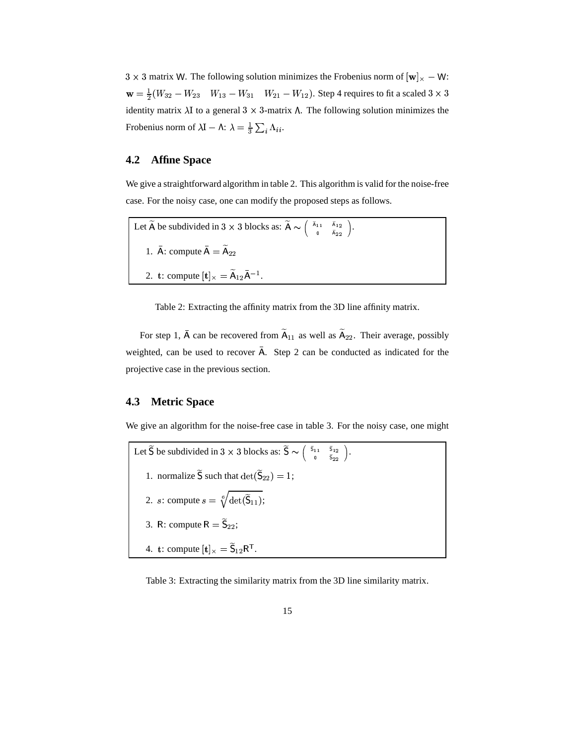$3 \times 3$ matrix $\mathsf{W}$. The following solution minimizes the Frobenius norm of $[\mathbf{w}]_\times - \mathsf{W}$: $\mathbf{w} = \frac{1}{2}(W_{32} - W_{23} \quad W_{13} - W_{31} \quad W_{21} - W_{12})$. Step 4 requires to fit a scaled $3 \times 3$ identity matrix $\lambda \mathsf{I}$ to a general $3 \times 3$-matrix $\Lambda$. The following solution minimizes the Frobenius norm of $\lambda \mathsf{I} - \Lambda$: $\lambda = \frac{1}{3}\sum_i \Lambda_{ii}$.

## 4.2 Affine Space

We give a straightforward algorithm in table 2. This algorithm is valid for the noise-free case. For the noisy case, one can modify the proposed steps as follows.

> Let $\widetilde{\mathsf{A}}$ be subdivided in $3 \times 3$ blocks as: $\widetilde{\mathsf{A}} \sim \begin{pmatrix} \bar{\mathsf{A}}_{11} & \bar{\mathsf{A}}_{12} \\ 0 & \bar{\mathsf{A}}_{22} \end{pmatrix}$.
>
> 1. $\bar{\mathsf{A}}$: compute $\bar{\mathsf{A}} = \widetilde{\mathsf{A}}_{22}$
> 2. $\mathbf{t}$: compute $[\mathbf{t}]_\times = \widetilde{\mathsf{A}}_{12}\bar{\mathsf{A}}^{-1}$.

Table 2: Extracting the affinity matrix from the 3D line affinity matrix.

For step 1, $\bar{\mathsf{A}}$ can be recovered from $\widetilde{\mathsf{A}}_{11}$ as well as $\widetilde{\mathsf{A}}_{22}$. Their average, possibly weighted, can be used to recover $\bar{\mathsf{A}}$. Step 2 can be conducted as indicated for the projective case in the previous section.

## 4.3 Metric Space

We give an algorithm for the noise-free case in table 3. For the noisy case, one might

> Let $\widetilde{\mathsf{S}}$ be subdivided in $3 \times 3$ blocks as: $\widetilde{\mathsf{S}} \sim \begin{pmatrix} \bar{\mathsf{S}}_{11} & \bar{\mathsf{S}}_{12} \\ 0 & \bar{\mathsf{S}}_{22} \end{pmatrix}$.
>
> 1. normalize $\widetilde{\mathsf{S}}$ such that $\det(\widetilde{\mathsf{S}}_{22}) = 1$;
> 2. $s$: compute $s = \sqrt[6]{\det(\widetilde{\mathsf{S}}_{11})}$;
> 3. $\mathsf{R}$: compute $\mathsf{R} = \widetilde{\mathsf{S}}_{22}$;
> 4. $\mathbf{t}$: compute $[\mathbf{t}]_\times = \widetilde{\mathsf{S}}_{12}\mathsf{R}^\mathsf{T}$.

Table 3: Extracting the similarity matrix from the 3D line similarity matrix.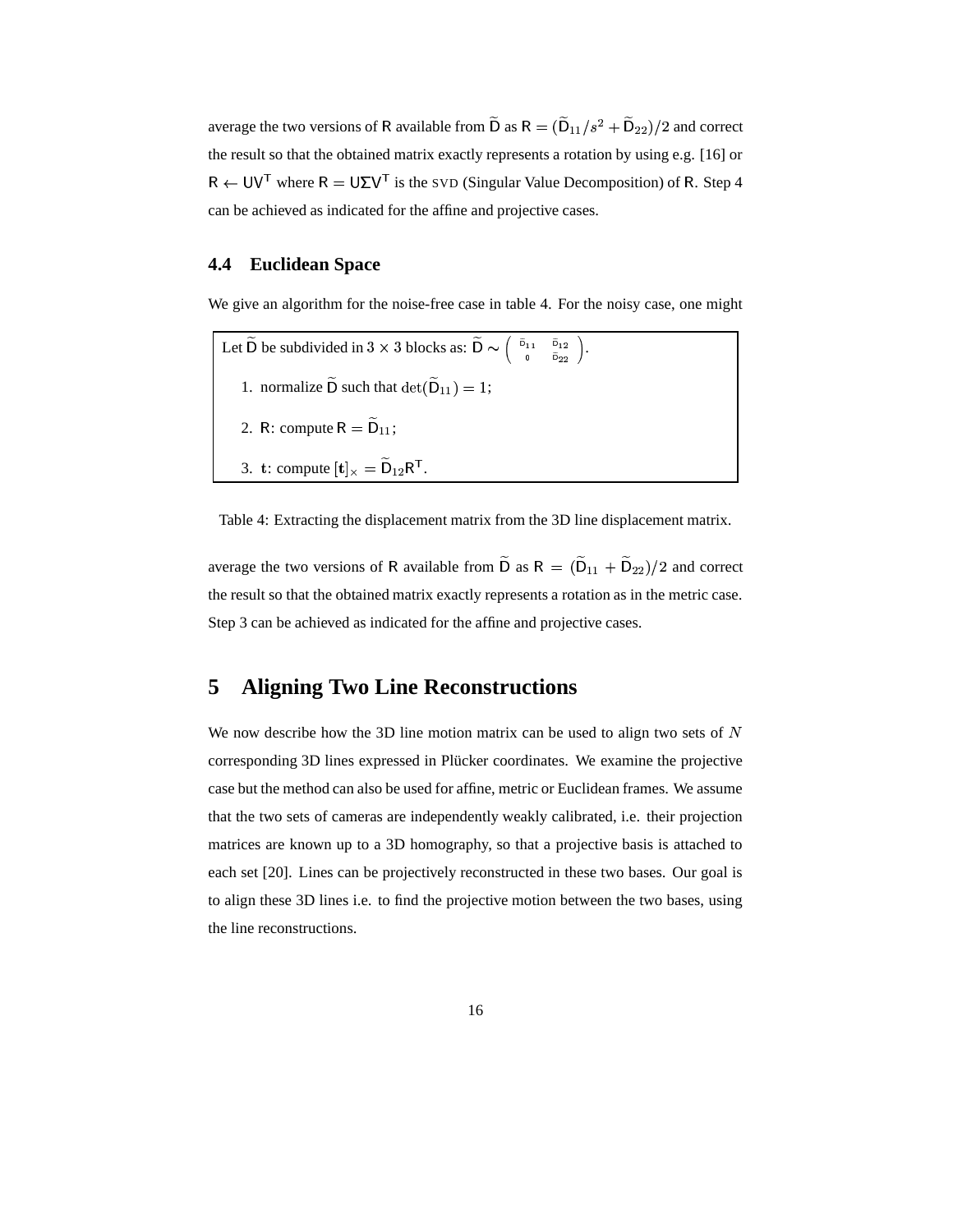average the two versions of $\mathsf{R}$ available from $\widetilde{\mathsf{D}}$ as $\mathsf{R} = (\widetilde{\mathsf{D}}_{11}/s^2 + \widetilde{\mathsf{D}}_{22})/2$ and correct the result so that the obtained matrix exactly represents a rotation by using e.g. [16] or $\mathsf{R} \leftarrow \mathsf{U}\mathsf{V}^\mathsf{T}$ where $\mathsf{R} = \mathsf{U}\Sigma\mathsf{V}^\mathsf{T}$ is the SVD (Singular Value Decomposition) of $\mathsf{R}$. Step 4 can be achieved as indicated for the affine and projective cases.

### 4.4 Euclidean Space

We give an algorithm for the noise-free case in table 4. For the noisy case, one might

Let $\widetilde{\mathsf{D}}$ be subdivided in $3 \times 3$ blocks as: $\widetilde{\mathsf{D}} \sim \begin{pmatrix} \widetilde{\mathsf{D}}_{11} & \widetilde{\mathsf{D}}_{12} \\ 0 & \widetilde{\mathsf{D}}_{22} \end{pmatrix}$.

1. normalize $\widetilde{\mathsf{D}}$ such that $\det(\widetilde{\mathsf{D}}_{11}) = 1$;
2. $\mathsf{R}$: compute $\mathsf{R} = \widetilde{\mathsf{D}}_{11}$;
3. $\mathbf{t}$: compute $[\mathbf{t}]_\times = \widetilde{\mathsf{D}}_{12}\mathsf{R}^\mathsf{T}$.

Table 4: Extracting the displacement matrix from the 3D line displacement matrix.

average the two versions of $\mathsf{R}$ available from $\widetilde{\mathsf{D}}$ as $\mathsf{R} = (\widetilde{\mathsf{D}}_{11} + \widetilde{\mathsf{D}}_{22})/2$ and correct the result so that the obtained matrix exactly represents a rotation as in the metric case. Step 3 can be achieved as indicated for the affine and projective cases.

## 5 Aligning Two Line Reconstructions

We now describe how the 3D line motion matrix can be used to align two sets of $N$ corresponding 3D lines expressed in Plücker coordinates. We examine the projective case but the method can also be used for affine, metric or Euclidean frames. We assume that the two sets of cameras are independently weakly calibrated, i.e. their projection matrices are known up to a 3D homography, so that a projective basis is attached to each set [20]. Lines can be projectively reconstructed in these two bases. Our goal is to align these 3D lines i.e. to find the projective motion between the two bases, using the line reconstructions.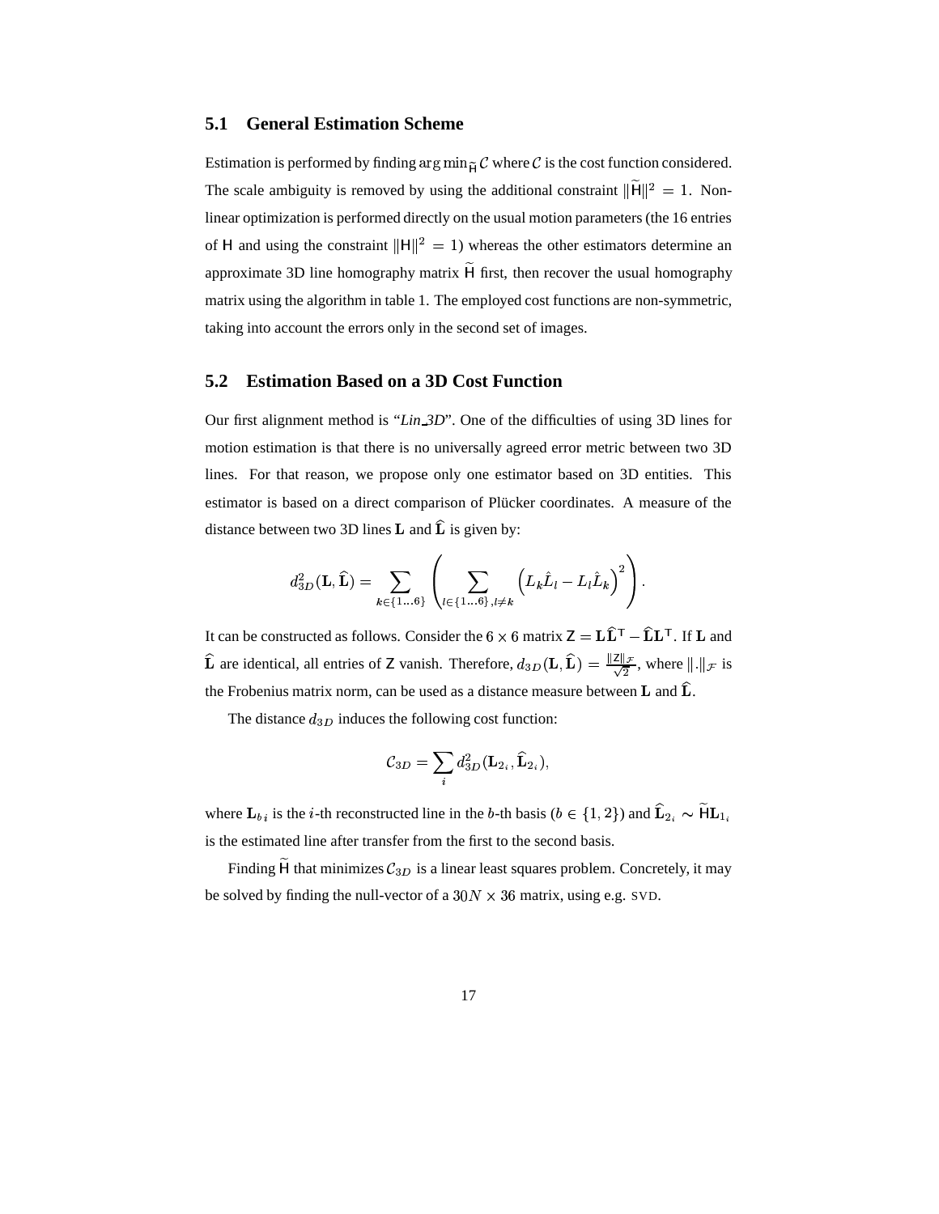### 5.1 General Estimation Scheme

Estimation is performed by finding $\arg\min_{\widetilde{\mathsf{H}}} \mathcal{C}$ where $\mathcal{C}$ is the cost function considered. The scale ambiguity is removed by using the additional constraint $\|\widetilde{\mathsf{H}}\|^2 = 1$. Non-linear optimization is performed directly on the usual motion parameters (the 16 entries of $\mathsf{H}$ and using the constraint $\|\mathsf{H}\|^2 = 1$) whereas the other estimators determine an approximate 3D line homography matrix $\widetilde{\mathsf{H}}$ first, then recover the usual homography matrix using the algorithm in table 1. The employed cost functions are non-symmetric, taking into account the errors only in the second set of images.

### 5.2 Estimation Based on a 3D Cost Function

Our first alignment method is "*Lin_3D*". One of the difficulties of using 3D lines for motion estimation is that there is no universally agreed error metric between two 3D lines. For that reason, we propose only one estimator based on 3D entities. This estimator is based on a direct comparison of Plücker coordinates. A measure of the distance between two 3D lines $\mathbf{L}$ and $\widehat{\mathbf{L}}$ is given by:

$$d_{3D}^2(\mathbf{L}, \widehat{\mathbf{L}}) = \sum_{k \in \{1 \ldots 6\}} \left( \sum_{l \in \{1 \ldots 6\}, l \neq k} \left( L_k \hat{L}_l - L_l \hat{L}_k \right)^2 \right).$$

It can be constructed as follows. Consider the $6 \times 6$ matrix $\mathsf{Z} = \mathbf{L}\widehat{\mathbf{L}}^\mathsf{T} - \widehat{\mathbf{L}}\mathbf{L}^\mathsf{T}$. If $\mathbf{L}$ and $\widehat{\mathbf{L}}$ are identical, all entries of $\mathsf{Z}$ vanish. Therefore, $d_{3D}(\mathbf{L}, \widehat{\mathbf{L}}) = \frac{\|\mathsf{Z}\|_\mathcal{F}}{\sqrt{2}}$, where $\|.\|_\mathcal{F}$ is the Frobenius matrix norm, can be used as a distance measure between $\mathbf{L}$ and $\widehat{\mathbf{L}}$.

The distance $d_{3D}$ induces the following cost function:

$$\mathcal{C}_{3D} = \sum_i d_{3D}^2(\mathbf{L}_{2_i}, \widehat{\mathbf{L}}_{2_i}),$$

where $\mathbf{L}_{b\,i}$ is the $i$-th reconstructed line in the $b$-th basis ($b \in \{1, 2\}$) and $\widehat{\mathbf{L}}_{2_i} \sim \widetilde{\mathsf{H}}\mathbf{L}_{1_i}$ is the estimated line after transfer from the first to the second basis.

Finding $\widetilde{\mathsf{H}}$ that minimizes $\mathcal{C}_{3D}$ is a linear least squares problem. Concretely, it may be solved by finding the null-vector of a $30N \times 36$ matrix, using e.g. SVD.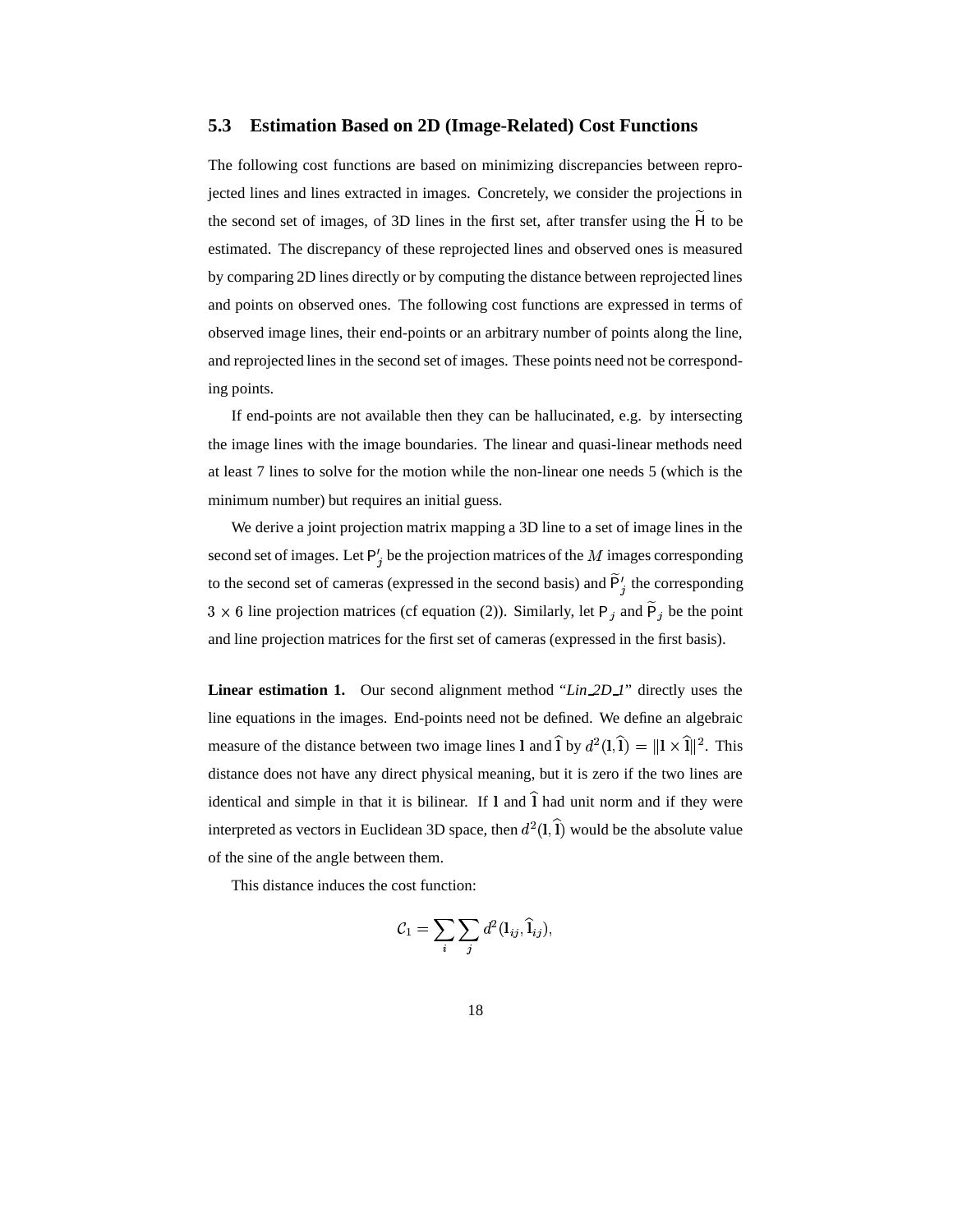### 5.3 Estimation Based on 2D (Image-Related) Cost Functions

The following cost functions are based on minimizing discrepancies between reprojected lines and lines extracted in images. Concretely, we consider the projections in the second set of images, of 3D lines in the first set, after transfer using the $\widetilde{\mathsf{H}}$ to be estimated. The discrepancy of these reprojected lines and observed ones is measured by comparing 2D lines directly or by computing the distance between reprojected lines and points on observed ones. The following cost functions are expressed in terms of observed image lines, their end-points or an arbitrary number of points along the line, and reprojected lines in the second set of images. These points need not be corresponding points.

If end-points are not available then they can be hallucinated, e.g. by intersecting the image lines with the image boundaries. The linear and quasi-linear methods need at least 7 lines to solve for the motion while the non-linear one needs 5 (which is the minimum number) but requires an initial guess.

We derive a joint projection matrix mapping a 3D line to a set of image lines in the second set of images. Let $\mathsf{P}'_j$ be the projection matrices of the $M$ images corresponding to the second set of cameras (expressed in the second basis) and $\widetilde{\mathsf{P}}'_j$ the corresponding $3 \times 6$ line projection matrices (cf equation (2)). Similarly, let $\mathsf{P}_j$ and $\widetilde{\mathsf{P}}_j$ be the point and line projection matrices for the first set of cameras (expressed in the first basis).

**Linear estimation 1.** Our second alignment method "*Lin_2D_1*" directly uses the line equations in the images. End-points need not be defined. We define an algebraic measure of the distance between two image lines $\mathbf{l}$ and $\widehat{\mathbf{l}}$ by $d^2(\mathbf{l}, \widehat{\mathbf{l}}) = \|\mathbf{l} \times \widehat{\mathbf{l}}\|^2$. This distance does not have any direct physical meaning, but it is zero if the two lines are identical and simple in that it is bilinear. If $\mathbf{l}$ and $\widehat{\mathbf{l}}$ had unit norm and if they were interpreted as vectors in Euclidean 3D space, then $d^2(\mathbf{l}, \widehat{\mathbf{l}})$ would be the absolute value of the sine of the angle between them.

This distance induces the cost function:

$$\mathcal{C}_1 = \sum_i \sum_j d^2(\mathbf{l}_{ij}, \widehat{\mathbf{l}}_{ij}),$$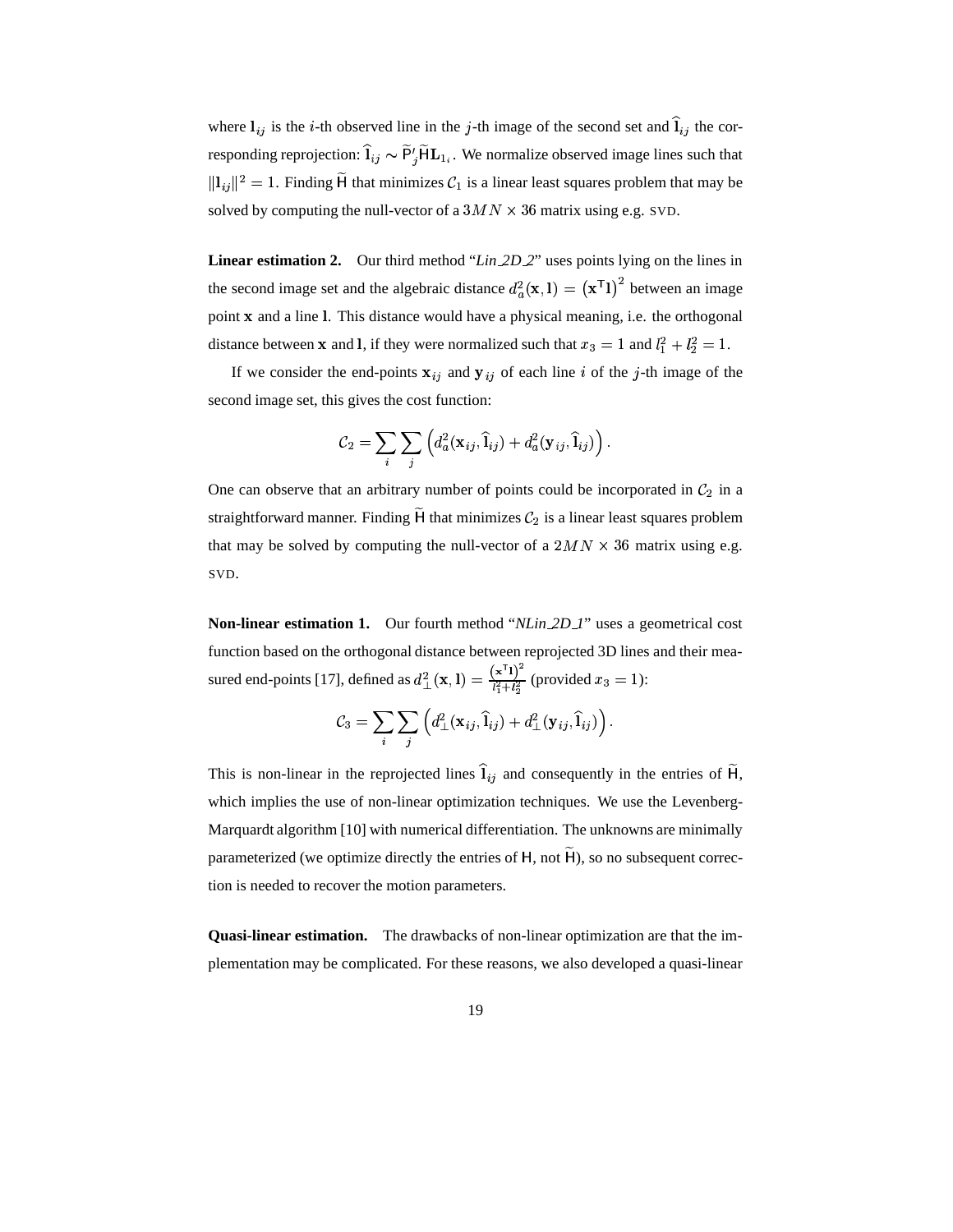where $\mathbf{l}_{ij}$ is the $i$-th observed line in the $j$-th image of the second set and $\widehat{\mathbf{l}}_{ij}$ the corresponding reprojection: $\widehat{\mathbf{l}}_{ij} \sim \widetilde{\mathsf{P}}'_j \widetilde{\mathsf{H}} \mathbf{L}_{1_i}$. We normalize observed image lines such that $\|\mathbf{l}_{ij}\|^2 = 1$. Finding $\widetilde{\mathsf{H}}$ that minimizes $\mathcal{C}_1$ is a linear least squares problem that may be solved by computing the null-vector of a $3MN \times 36$ matrix using e.g. SVD.

**Linear estimation 2.** Our third method "*Lin_2D_2*" uses points lying on the lines in the second image set and the algebraic distance $d_a^2(\mathbf{x}, \mathbf{l}) = \left(\mathbf{x}^\mathsf{T}\mathbf{l}\right)^2$ between an image point $\mathbf{x}$ and a line $\mathbf{l}$. This distance would have a physical meaning, i.e. the orthogonal distance between $\mathbf{x}$ and $\mathbf{l}$, if they were normalized such that $x_3 = 1$ and $l_1^2 + l_2^2 = 1$.

If we consider the end-points $\mathbf{x}_{ij}$ and $\mathbf{y}_{ij}$ of each line $i$ of the $j$-th image of the second image set, this gives the cost function:

$$\mathcal{C}_2 = \sum_i \sum_j \left( d_a^2(\mathbf{x}_{ij}, \widehat{\mathbf{l}}_{ij}) + d_a^2(\mathbf{y}_{ij}, \widehat{\mathbf{l}}_{ij}) \right).$$

One can observe that an arbitrary number of points could be incorporated in $\mathcal{C}_2$ in a straightforward manner. Finding $\widetilde{\mathsf{H}}$ that minimizes $\mathcal{C}_2$ is a linear least squares problem that may be solved by computing the null-vector of a $2MN \times 36$ matrix using e.g. SVD.

**Non-linear estimation 1.** Our fourth method "*NLin_2D_1*" uses a geometrical cost function based on the orthogonal distance between reprojected 3D lines and their measured end-points [17], defined as $d_\perp^2(\mathbf{x}, \mathbf{l}) = \frac{\left(\mathbf{x}^\mathsf{T}\mathbf{l}\right)^2}{l_1^2 + l_2^2}$ (provided $x_3 = 1$):

$$\mathcal{C}_3 = \sum_i \sum_j \left( d_\perp^2(\mathbf{x}_{ij}, \widehat{\mathbf{l}}_{ij}) + d_\perp^2(\mathbf{y}_{ij}, \widehat{\mathbf{l}}_{ij}) \right).$$

This is non-linear in the reprojected lines $\widehat{\mathbf{l}}_{ij}$ and consequently in the entries of $\widetilde{\mathsf{H}}$, which implies the use of non-linear optimization techniques. We use the Levenberg-Marquardt algorithm [10] with numerical differentiation. The unknowns are minimally parameterized (we optimize directly the entries of $\mathsf{H}$, not $\widetilde{\mathsf{H}}$), so no subsequent correction is needed to recover the motion parameters.

**Quasi-linear estimation.** The drawbacks of non-linear optimization are that the implementation may be complicated. For these reasons, we also developed a quasi-linear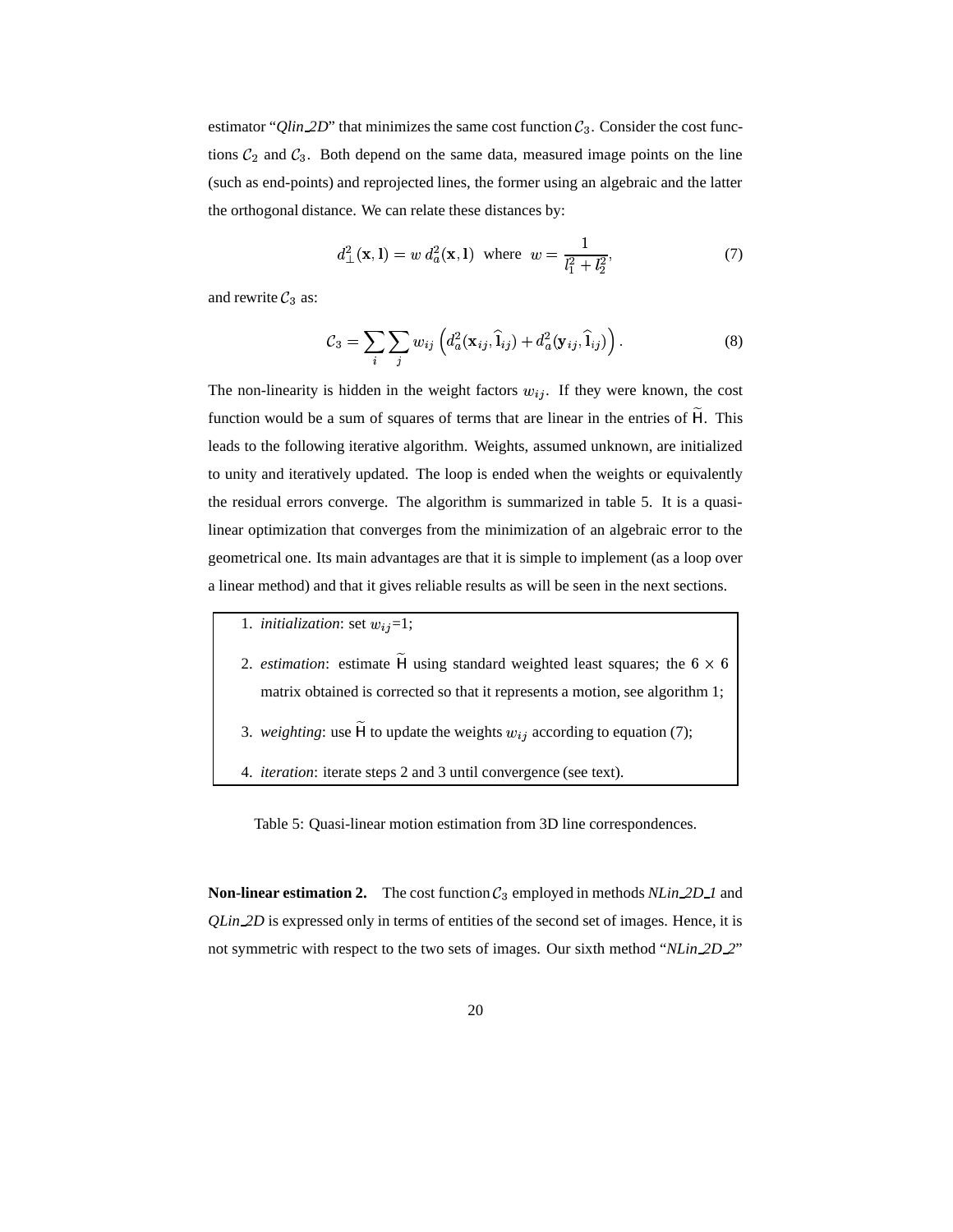estimator "*Qlin_2D*" that minimizes the same cost function $\mathcal{C}_3$. Consider the cost functions $\mathcal{C}_2$ and $\mathcal{C}_3$. Both depend on the same data, measured image points on the line (such as end-points) and reprojected lines, the former using an algebraic and the latter the orthogonal distance. We can relate these distances by:

$$d_{\perp}^2(\mathbf{x}, \mathbf{l}) = w\, d_a^2(\mathbf{x}, \mathbf{l}) \quad \text{where} \quad w = \frac{1}{l_1^2 + l_2^2}, \tag{7}$$

and rewrite $\mathcal{C}_3$ as:

$$\mathcal{C}_3 = \sum_i \sum_j w_{ij} \left( d_a^2(\mathbf{x}_{ij}, \widehat{\mathbf{l}}_{ij}) + d_a^2(\mathbf{y}_{ij}, \widehat{\mathbf{l}}_{ij}) \right). \tag{8}$$

The non-linearity is hidden in the weight factors $w_{ij}$. If they were known, the cost function would be a sum of squares of terms that are linear in the entries of $\widetilde{\mathsf{H}}$. This leads to the following iterative algorithm. Weights, assumed unknown, are initialized to unity and iteratively updated. The loop is ended when the weights or equivalently the residual errors converge. The algorithm is summarized in table 5. It is a quasi-linear optimization that converges from the minimization of an algebraic error to the geometrical one. Its main advantages are that it is simple to implement (as a loop over a linear method) and that it gives reliable results as will be seen in the next sections.

1. *initialization*: set $w_{ij}$=1;
2. *estimation*: estimate $\widetilde{\mathsf{H}}$ using standard weighted least squares; the $6 \times 6$ matrix obtained is corrected so that it represents a motion, see algorithm 1;
3. *weighting*: use $\widetilde{\mathsf{H}}$ to update the weights $w_{ij}$ according to equation (7);
4. *iteration*: iterate steps 2 and 3 until convergence (see text).

Table 5: Quasi-linear motion estimation from 3D line correspondences.

**Non-linear estimation 2.** The cost function $\mathcal{C}_3$ employed in methods *NLin_2D_1* and *QLin_2D* is expressed only in terms of entities of the second set of images. Hence, it is not symmetric with respect to the two sets of images. Our sixth method "*NLin_2D_2*"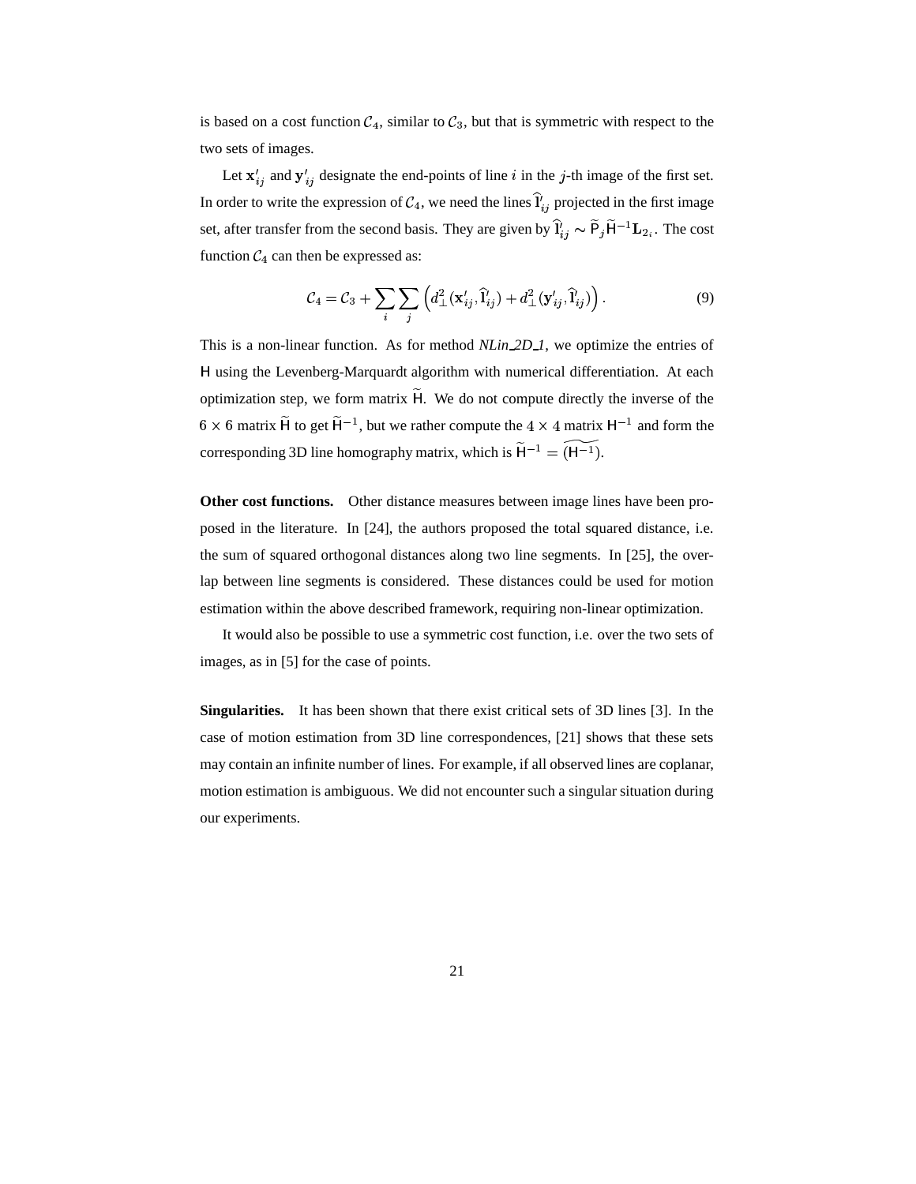is based on a cost function $\mathcal{C}_4$, similar to $\mathcal{C}_3$, but that is symmetric with respect to the two sets of images.

Let $\mathbf{x}'_{ij}$ and $\mathbf{y}'_{ij}$ designate the end-points of line $i$ in the $j$-th image of the first set. In order to write the expression of $\mathcal{C}_4$, we need the lines $\widehat{\mathbf{l}}'_{ij}$ projected in the first image set, after transfer from the second basis. They are given by $\widehat{\mathbf{l}}'_{ij} \sim \widetilde{\mathsf{P}}_j \widetilde{\mathsf{H}}^{-1} \mathbf{L}_{2_i}$. The cost function $\mathcal{C}_4$ can then be expressed as:

$$\mathcal{C}_4 = \mathcal{C}_3 + \sum_i \sum_j \left( d_\perp^2(\mathbf{x}'_{ij}, \widehat{\mathbf{l}}'_{ij}) + d_\perp^2(\mathbf{y}'_{ij}, \widehat{\mathbf{l}}'_{ij}) \right). \tag{9}$$

This is a non-linear function. As for method *NLin_2D_1*, we optimize the entries of $\mathsf{H}$ using the Levenberg-Marquardt algorithm with numerical differentiation. At each optimization step, we form matrix $\widetilde{\mathsf{H}}$. We do not compute directly the inverse of the $6 \times 6$ matrix $\widetilde{\mathsf{H}}$ to get $\widetilde{\mathsf{H}}^{-1}$, but we rather compute the $4 \times 4$ matrix $\mathsf{H}^{-1}$ and form the corresponding 3D line homography matrix, which is $\widetilde{\mathsf{H}}^{-1} = \widetilde{(\mathsf{H}^{-1})}$.

**Other cost functions.** Other distance measures between image lines have been proposed in the literature. In [24], the authors proposed the total squared distance, i.e. the sum of squared orthogonal distances along two line segments. In [25], the overlap between line segments is considered. These distances could be used for motion estimation within the above described framework, requiring non-linear optimization.

It would also be possible to use a symmetric cost function, i.e. over the two sets of images, as in [5] for the case of points.

**Singularities.** It has been shown that there exist critical sets of 3D lines [3]. In the case of motion estimation from 3D line correspondences, [21] shows that these sets may contain an infinite number of lines. For example, if all observed lines are coplanar, motion estimation is ambiguous. We did not encounter such a singular situation during our experiments.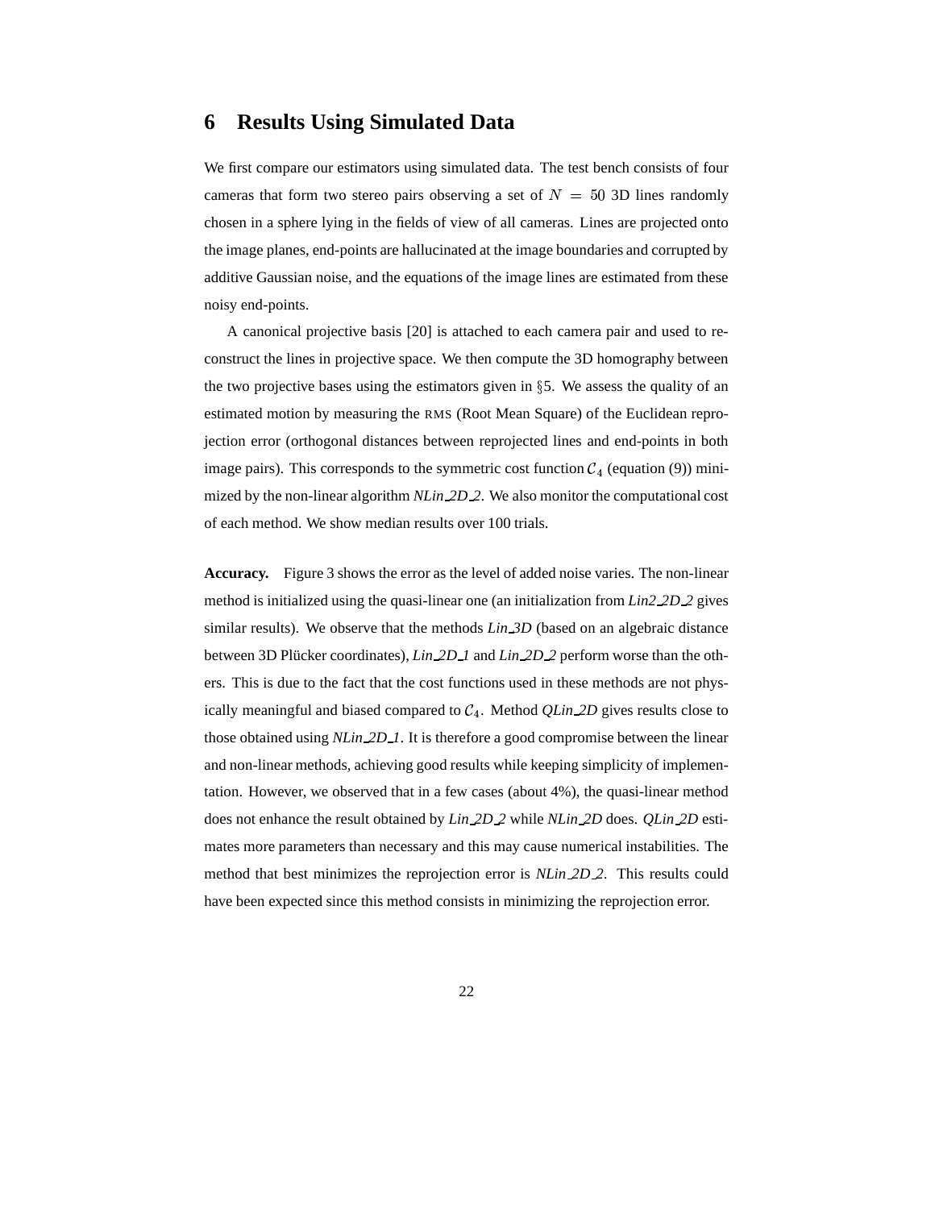# 6 Results Using Simulated Data

We first compare our estimators using simulated data. The test bench consists of four cameras that form two stereo pairs observing a set of $N = 50$ 3D lines randomly chosen in a sphere lying in the fields of view of all cameras. Lines are projected onto the image planes, end-points are hallucinated at the image boundaries and corrupted by additive Gaussian noise, and the equations of the image lines are estimated from these noisy end-points.

A canonical projective basis [20] is attached to each camera pair and used to reconstruct the lines in projective space. We then compute the 3D homography between the two projective bases using the estimators given in §5. We assess the quality of an estimated motion by measuring the RMS (Root Mean Square) of the Euclidean reprojection error (orthogonal distances between reprojected lines and end-points in both image pairs). This corresponds to the symmetric cost function $\mathcal{C}_4$ (equation (9)) minimized by the non-linear algorithm *NLin_2D_2*. We also monitor the computational cost of each method. We show median results over 100 trials.

**Accuracy.** Figure 3 shows the error as the level of added noise varies. The non-linear method is initialized using the quasi-linear one (an initialization from *Lin2_2D_2* gives similar results). We observe that the methods *Lin_3D* (based on an algebraic distance between 3D Plücker coordinates), *Lin_2D_1* and *Lin_2D_2* perform worse than the others. This is due to the fact that the cost functions used in these methods are not physically meaningful and biased compared to $\mathcal{C}_4$. Method *QLin_2D* gives results close to those obtained using *NLin_2D_1*. It is therefore a good compromise between the linear and non-linear methods, achieving good results while keeping simplicity of implementation. However, we observed that in a few cases (about 4%), the quasi-linear method does not enhance the result obtained by *Lin_2D_2* while *NLin_2D* does. *QLin_2D* estimates more parameters than necessary and this may cause numerical instabilities. The method that best minimizes the reprojection error is *NLin_2D_2*. This results could have been expected since this method consists in minimizing the reprojection error.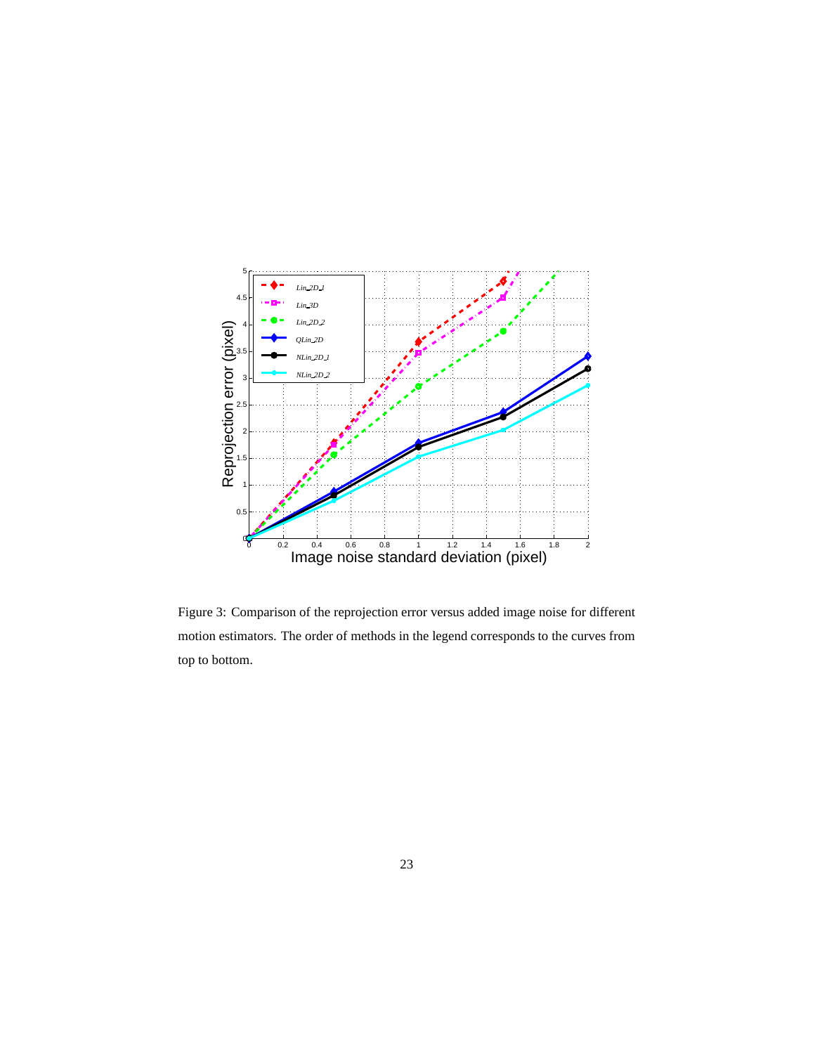Figure 3: Comparison of the reprojection error versus added image noise for different motion estimators. The order of methods in the legend corresponds to the curves from top to bottom.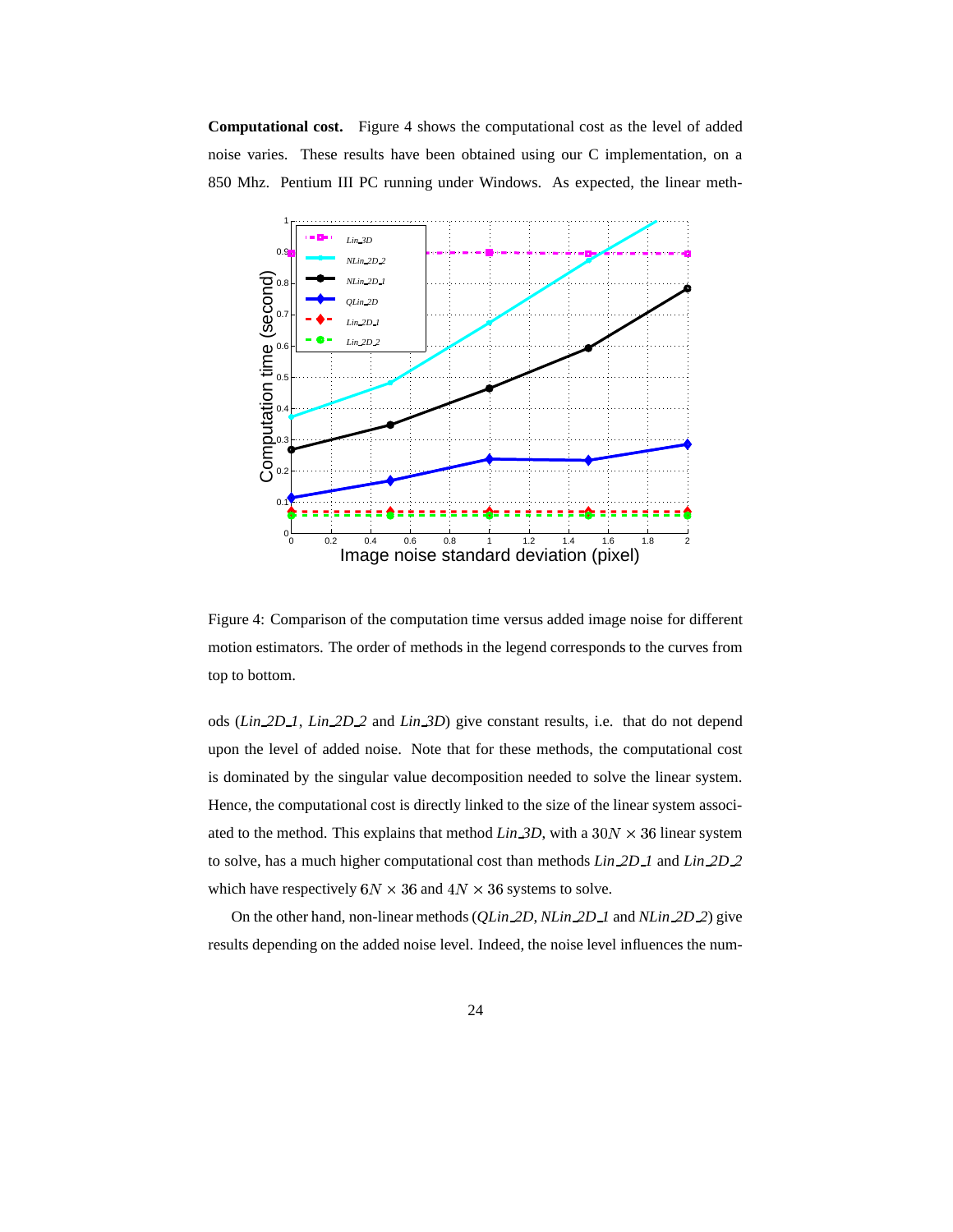**Computational cost.** Figure 4 shows the computational cost as the level of added noise varies. These results have been obtained using our C implementation, on a 850 Mhz. Pentium III PC running under Windows. As expected, the linear meth-

Figure 4: Comparison of the computation time versus added image noise for different motion estimators. The order of methods in the legend corresponds to the curves from top to bottom.

ods (*Lin_2D_1*, *Lin_2D_2* and *Lin_3D*) give constant results, i.e. that do not depend upon the level of added noise. Note that for these methods, the computational cost is dominated by the singular value decomposition needed to solve the linear system. Hence, the computational cost is directly linked to the size of the linear system associated to the method. This explains that method *Lin_3D*, with a $30N \times 36$ linear system to solve, has a much higher computational cost than methods *Lin_2D_1* and *Lin_2D_2* which have respectively $6N \times 36$ and $4N \times 36$ systems to solve.

On the other hand, non-linear methods (*QLin_2D*, *NLin_2D_1* and *NLin_2D_2*) give results depending on the added noise level. Indeed, the noise level influences the num-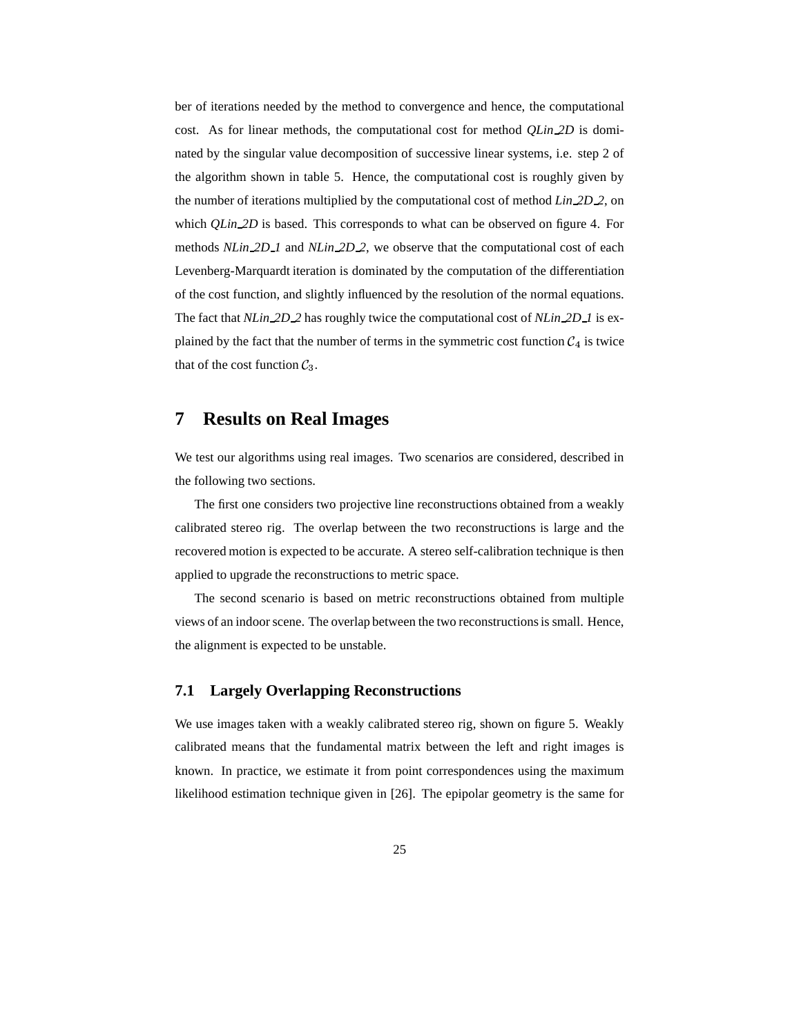ber of iterations needed by the method to convergence and hence, the computational cost. As for linear methods, the computational cost for method *QLin_2D* is dominated by the singular value decomposition of successive linear systems, i.e. step 2 of the algorithm shown in table 5. Hence, the computational cost is roughly given by the number of iterations multiplied by the computational cost of method *Lin_2D_2*, on which *QLin_2D* is based. This corresponds to what can be observed on figure 4. For methods *NLin_2D_1* and *NLin_2D_2*, we observe that the computational cost of each Levenberg-Marquardt iteration is dominated by the computation of the differentiation of the cost function, and slightly influenced by the resolution of the normal equations. The fact that *NLin_2D_2* has roughly twice the computational cost of *NLin_2D_1* is explained by the fact that the number of terms in the symmetric cost function $\mathcal{C}_4$ is twice that of the cost function $\mathcal{C}_3$.

# 7 Results on Real Images

We test our algorithms using real images. Two scenarios are considered, described in the following two sections.

The first one considers two projective line reconstructions obtained from a weakly calibrated stereo rig. The overlap between the two reconstructions is large and the recovered motion is expected to be accurate. A stereo self-calibration technique is then applied to upgrade the reconstructions to metric space.

The second scenario is based on metric reconstructions obtained from multiple views of an indoor scene. The overlap between the two reconstructions is small. Hence, the alignment is expected to be unstable.

## 7.1 Largely Overlapping Reconstructions

We use images taken with a weakly calibrated stereo rig, shown on figure 5. Weakly calibrated means that the fundamental matrix between the left and right images is known. In practice, we estimate it from point correspondences using the maximum likelihood estimation technique given in [26]. The epipolar geometry is the same for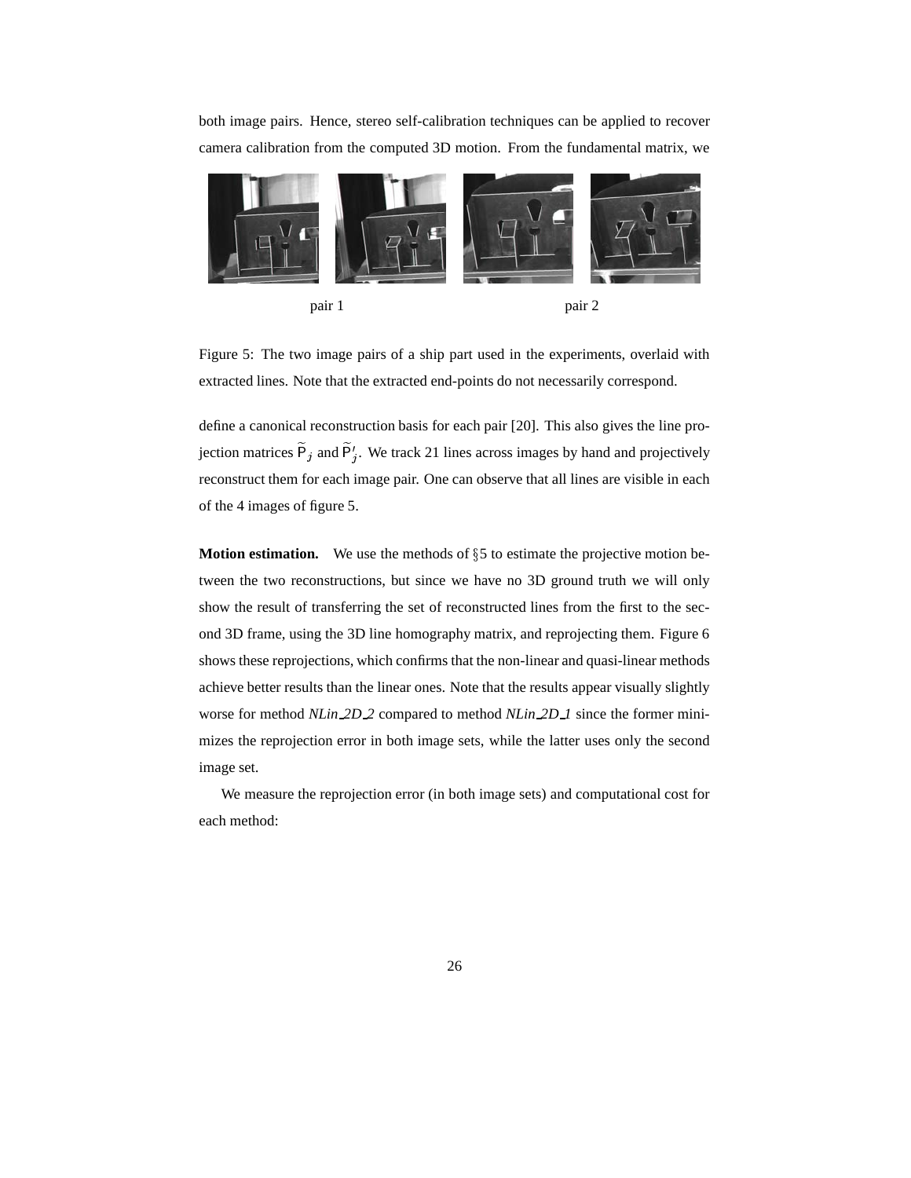both image pairs. Hence, stereo self-calibration techniques can be applied to recover camera calibration from the computed 3D motion. From the fundamental matrix, we

pair 1 pair 2

Figure 5: The two image pairs of a ship part used in the experiments, overlaid with extracted lines. Note that the extracted end-points do not necessarily correspond.

define a canonical reconstruction basis for each pair [20]. This also gives the line projection matrices $\widetilde{\mathsf{P}}_j$ and $\widetilde{\mathsf{P}}'_j$. We track 21 lines across images by hand and projectively reconstruct them for each image pair. One can observe that all lines are visible in each of the 4 images of figure 5.

**Motion estimation.** We use the methods of §5 to estimate the projective motion between the two reconstructions, but since we have no 3D ground truth we will only show the result of transferring the set of reconstructed lines from the first to the second 3D frame, using the 3D line homography matrix, and reprojecting them. Figure 6 shows these reprojections, which confirms that the non-linear and quasi-linear methods achieve better results than the linear ones. Note that the results appear visually slightly worse for method *NLin_2D_2* compared to method *NLin_2D_1* since the former minimizes the reprojection error in both image sets, while the latter uses only the second image set.

We measure the reprojection error (in both image sets) and computational cost for each method: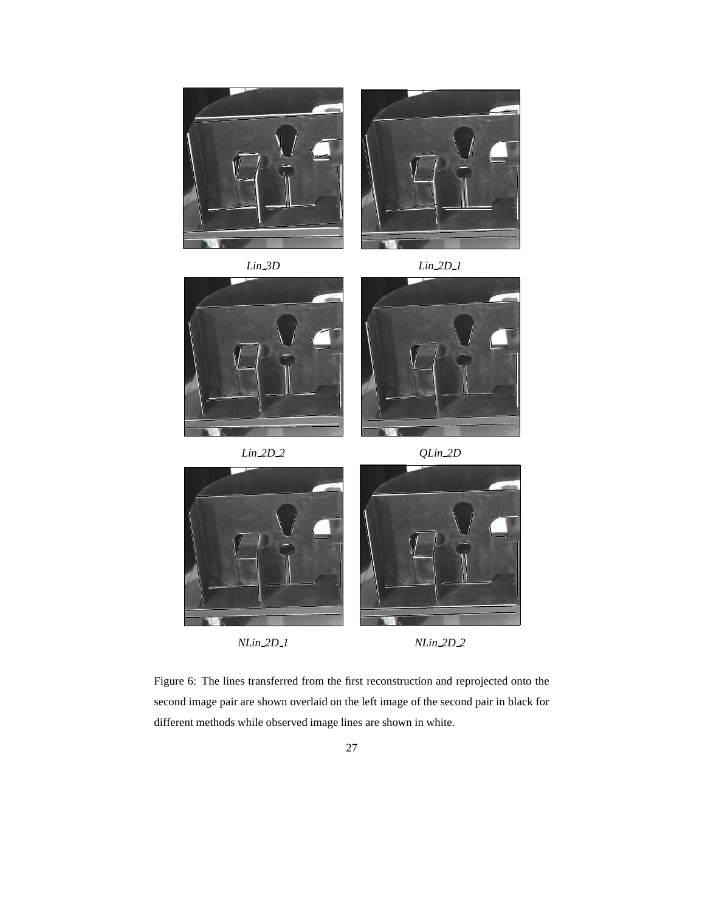*Lin_3D*

*Lin_2D_1*

*Lin_2D_2*

*QLin_2D*

*NLin_2D_1*

*NLin_2D_2*

Figure 6: The lines transferred from the first reconstruction and reprojected onto the second image pair are shown overlaid on the left image of the second pair in black for different methods while observed image lines are shown in white.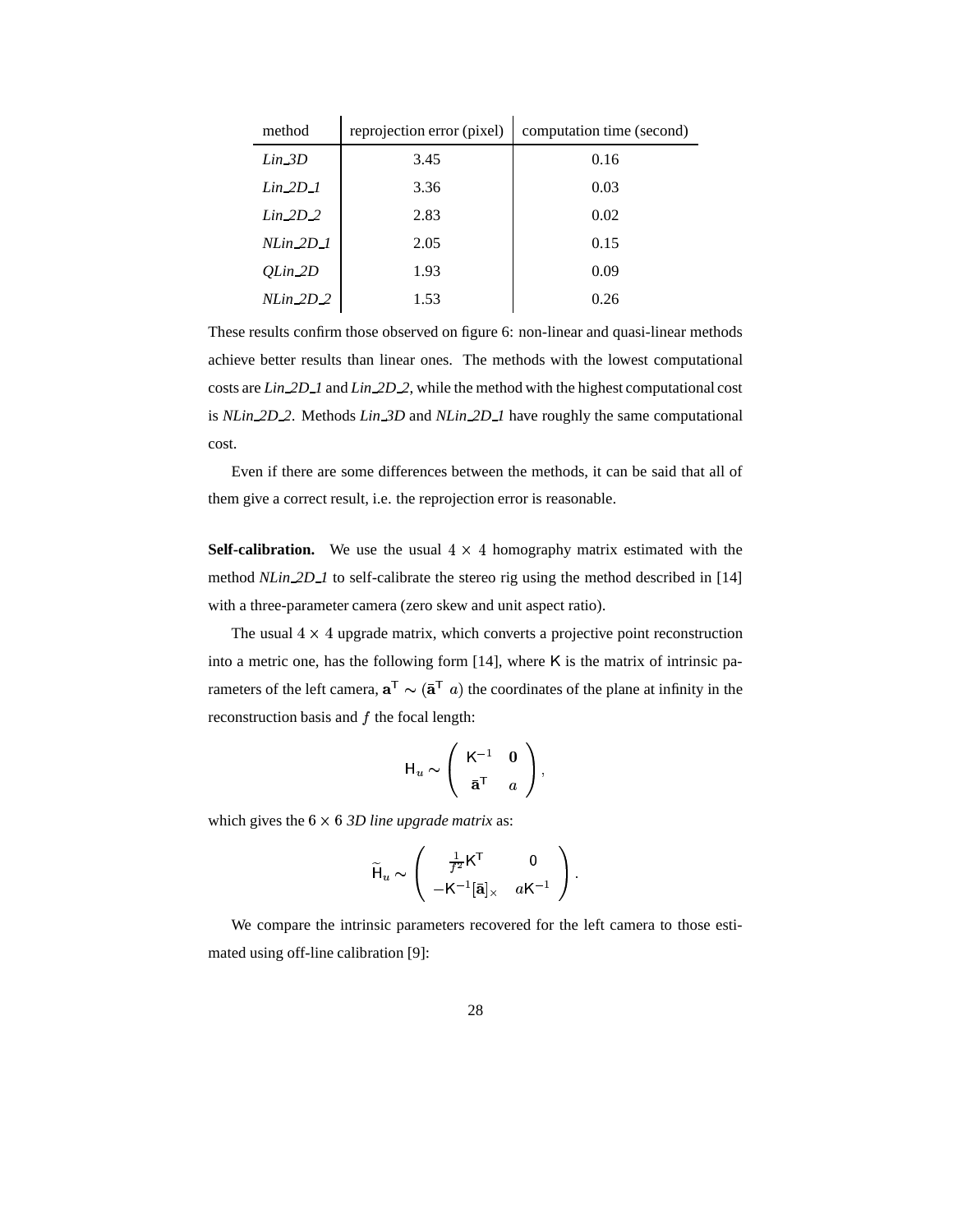| method | reprojection error (pixel) | computation time (second) |
|---|---|---|
| *Lin_3D* | 3.45 | 0.16 |
| *Lin_2D_1* | 3.36 | 0.03 |
| *Lin_2D_2* | 2.83 | 0.02 |
| *NLin_2D_1* | 2.05 | 0.15 |
| *QLin_2D* | 1.93 | 0.09 |
| *NLin_2D_2* | 1.53 | 0.26 |

These results confirm those observed on figure 6: non-linear and quasi-linear methods achieve better results than linear ones. The methods with the lowest computational costs are *Lin_2D_1* and *Lin_2D_2*, while the method with the highest computational cost is *NLin_2D_2*. Methods *Lin_3D* and *NLin_2D_1* have roughly the same computational cost.

Even if there are some differences between the methods, it can be said that all of them give a correct result, i.e. the reprojection error is reasonable.

**Self-calibration.** We use the usual $4 \times 4$ homography matrix estimated with the method *NLin_2D_1* to self-calibrate the stereo rig using the method described in [14] with a three-parameter camera (zero skew and unit aspect ratio).

The usual $4 \times 4$ upgrade matrix, which converts a projective point reconstruction into a metric one, has the following form [14], where $\mathsf{K}$ is the matrix of intrinsic parameters of the left camera, $\mathbf{a}^\mathsf{T} \sim (\bar{\mathbf{a}}^\mathsf{T} \; a)$ the coordinates of the plane at infinity in the reconstruction basis and $f$ the focal length:

$$\mathsf{H}_u \sim \begin{pmatrix} \mathsf{K}^{-1} & \mathbf{0} \\ \bar{\mathbf{a}}^\mathsf{T} & a \end{pmatrix},$$

which gives the $6 \times 6$ *3D line upgrade matrix* as:

$$\widetilde{\mathsf{H}}_u \sim \begin{pmatrix} \frac{1}{f^2}\mathsf{K}^\mathsf{T} & 0 \\ -\mathsf{K}^{-1}[\bar{\mathbf{a}}]_\times & a\mathsf{K}^{-1} \end{pmatrix}.$$

We compare the intrinsic parameters recovered for the left camera to those estimated using off-line calibration [9]: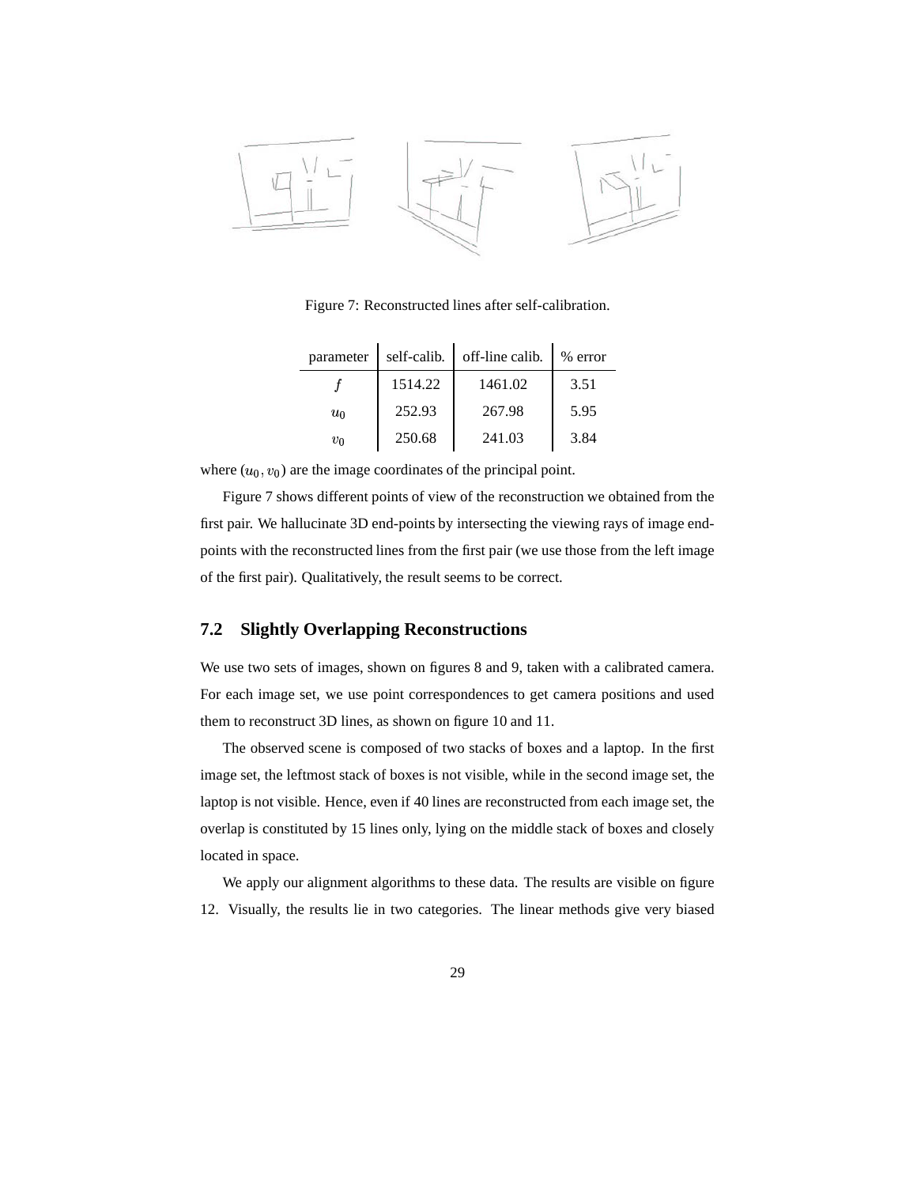Figure 7: Reconstructed lines after self-calibration.

| parameter | self-calib. | off-line calib. | % error |
|---|---|---|---|
| $f$ | 1514.22 | 1461.02 | 3.51 |
| $u_0$ | 252.93 | 267.98 | 5.95 |
| $v_0$ | 250.68 | 241.03 | 3.84 |

where $(u_0, v_0)$ are the image coordinates of the principal point.

Figure 7 shows different points of view of the reconstruction we obtained from the first pair. We hallucinate 3D end-points by intersecting the viewing rays of image end-points with the reconstructed lines from the first pair (we use those from the left image of the first pair). Qualitatively, the result seems to be correct.

### 7.2 Slightly Overlapping Reconstructions

We use two sets of images, shown on figures 8 and 9, taken with a calibrated camera. For each image set, we use point correspondences to get camera positions and used them to reconstruct 3D lines, as shown on figure 10 and 11.

The observed scene is composed of two stacks of boxes and a laptop. In the first image set, the leftmost stack of boxes is not visible, while in the second image set, the laptop is not visible. Hence, even if 40 lines are reconstructed from each image set, the overlap is constituted by 15 lines only, lying on the middle stack of boxes and closely located in space.

We apply our alignment algorithms to these data. The results are visible on figure 12. Visually, the results lie in two categories. The linear methods give very biased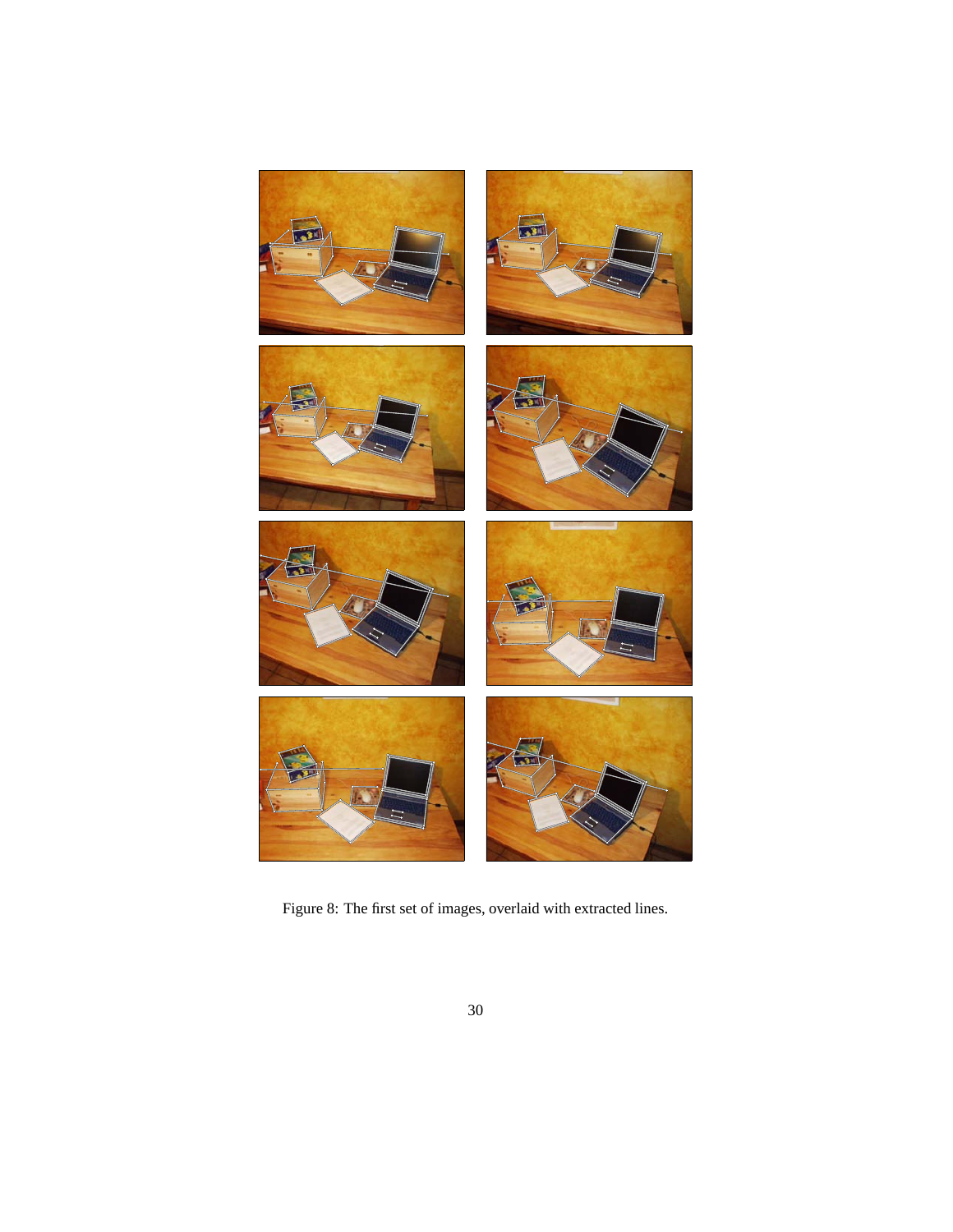Figure 8: The first set of images, overlaid with extracted lines.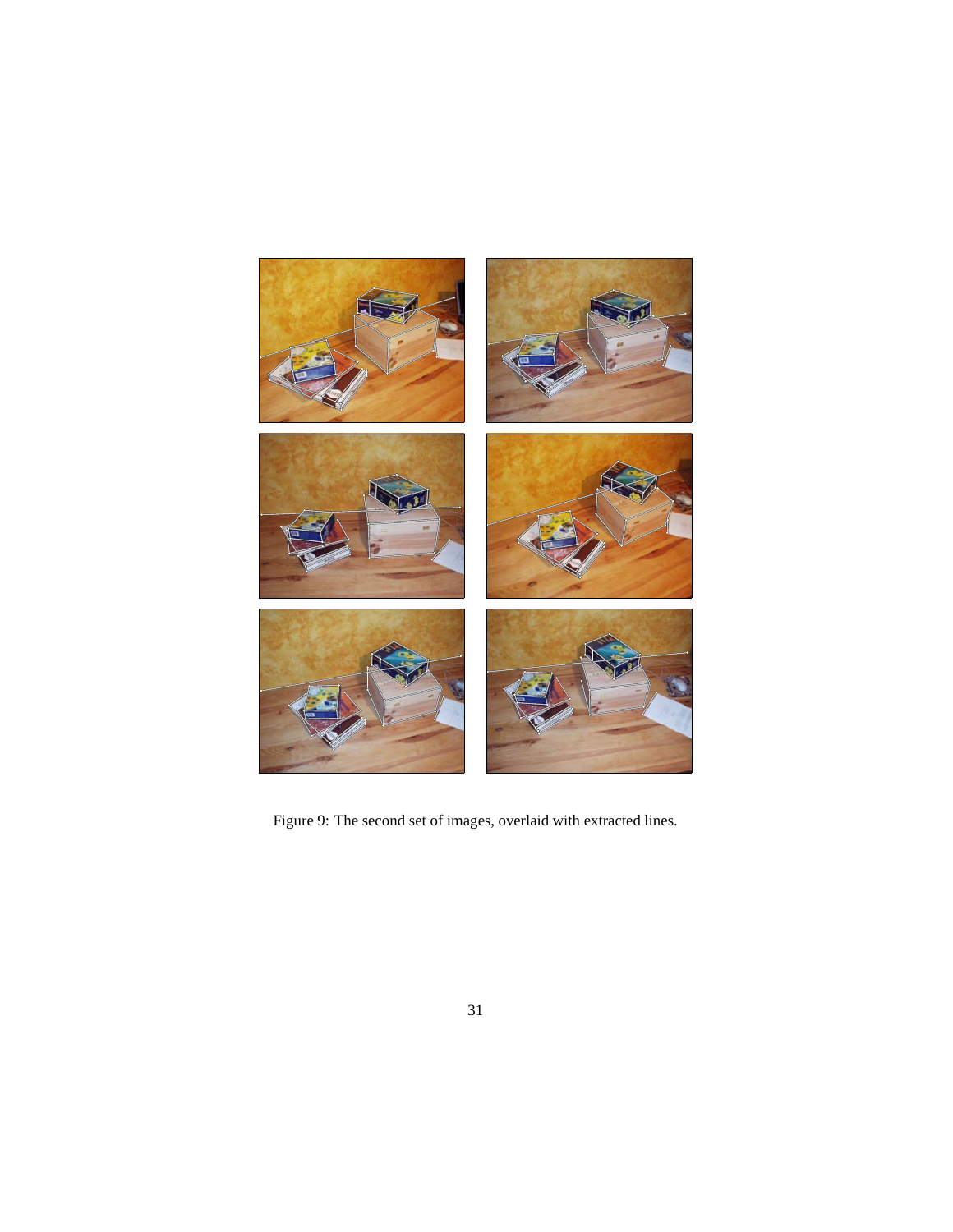Figure 9: The second set of images, overlaid with extracted lines.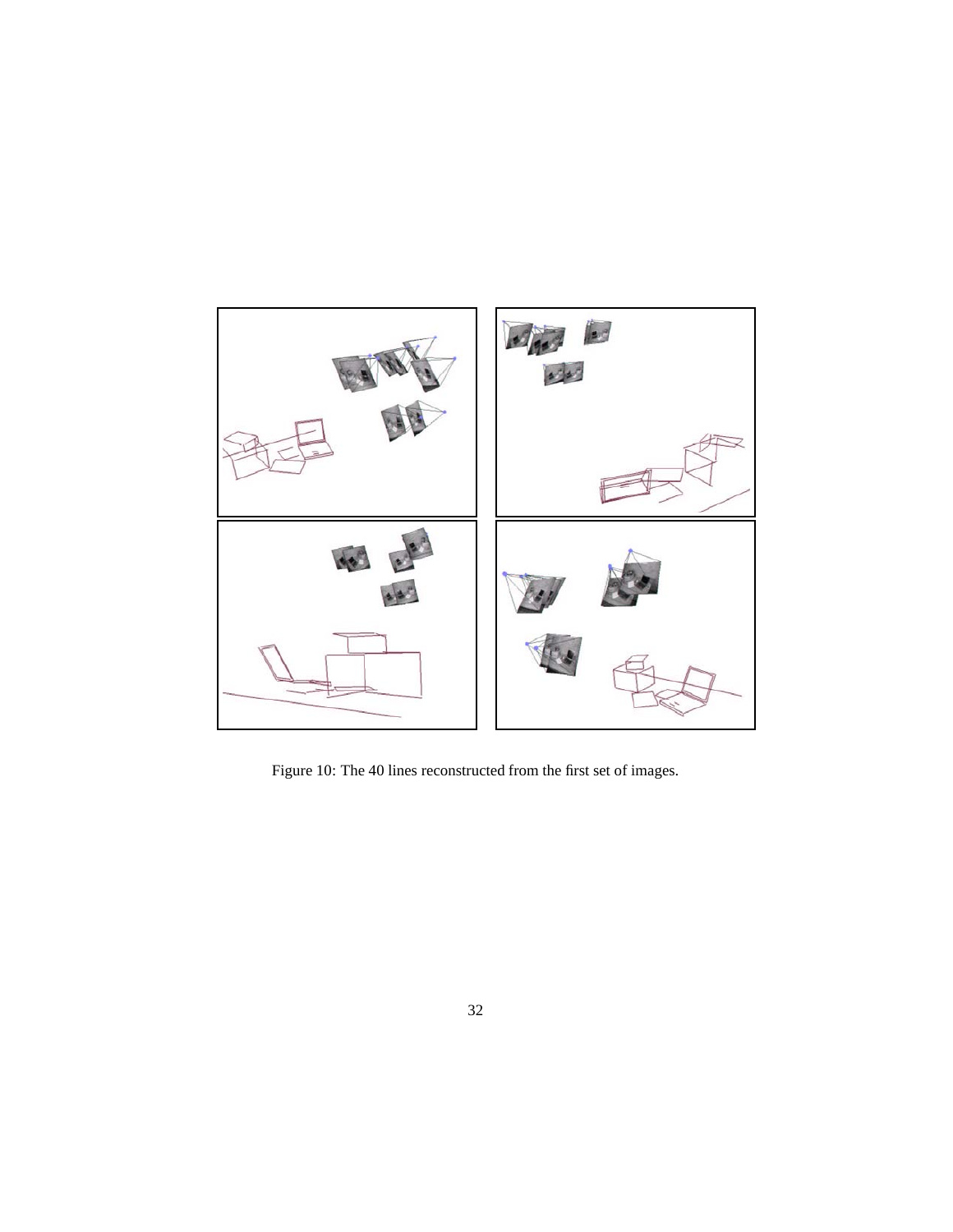Figure 10: The 40 lines reconstructed from the first set of images.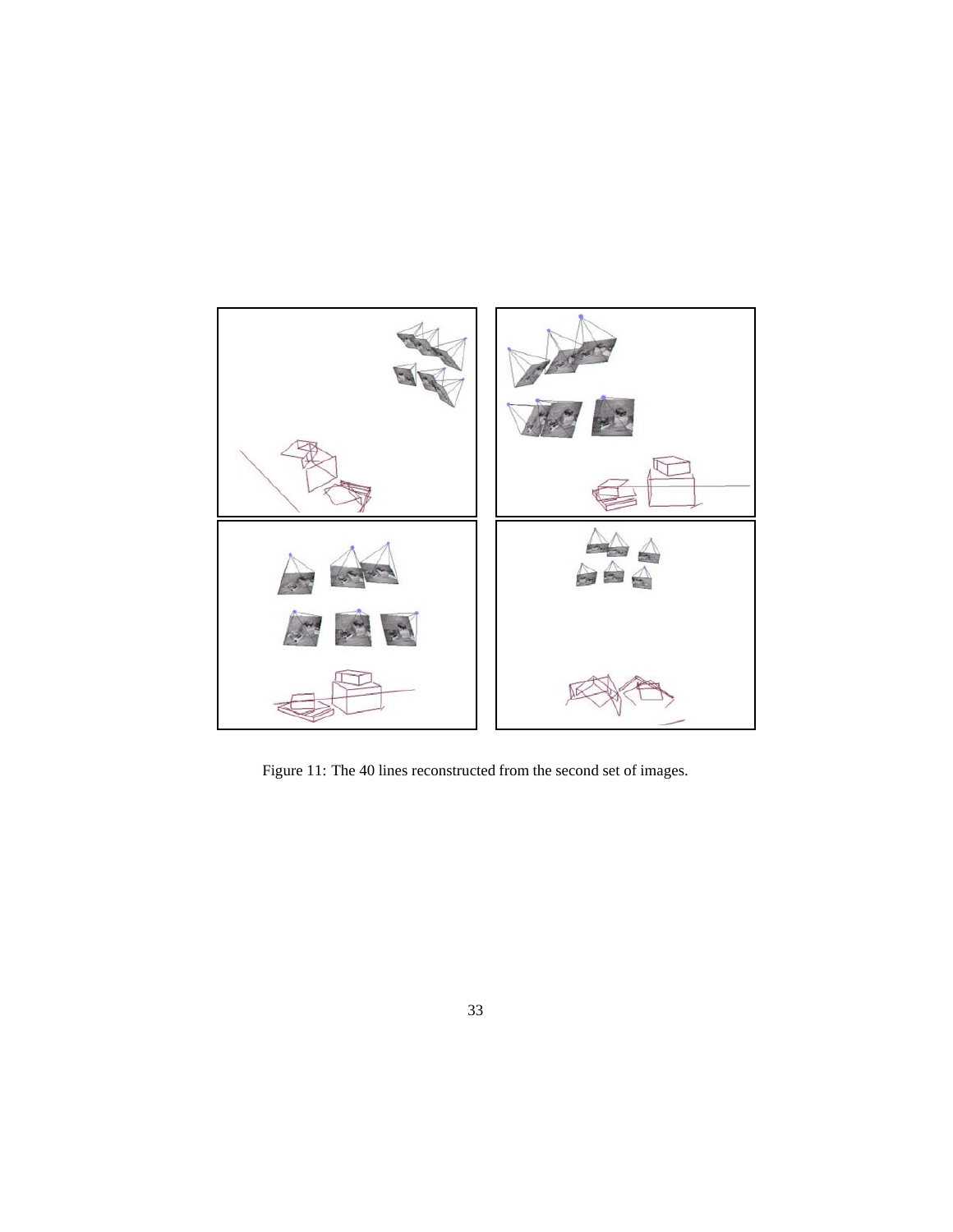Figure 11: The 40 lines reconstructed from the second set of images.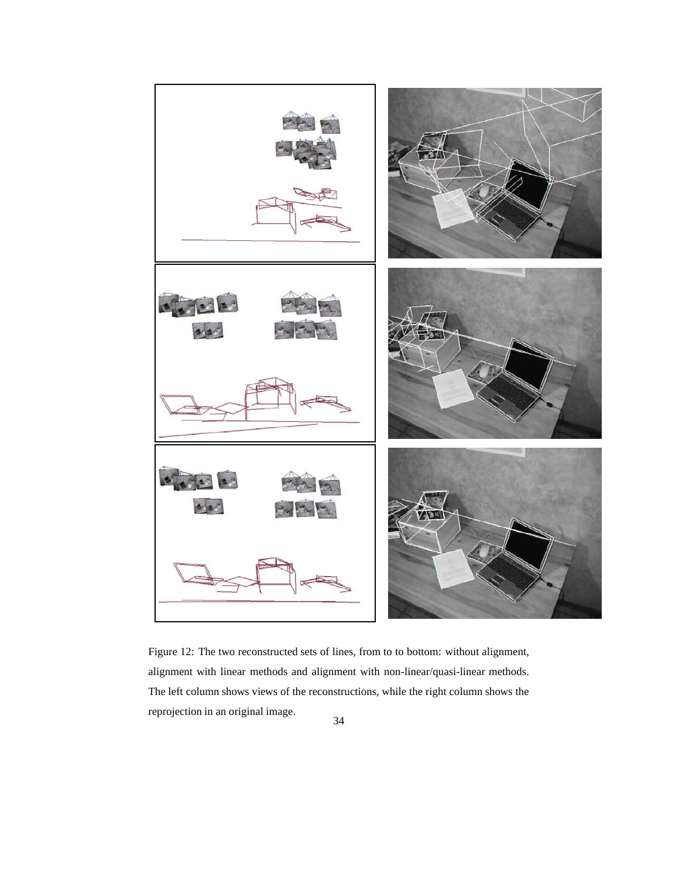Figure 12: The two reconstructed sets of lines, from to to bottom: without alignment, alignment with linear methods and alignment with non-linear/quasi-linear methods. The left column shows views of the reconstructions, while the right column shows the reprojection in an original image.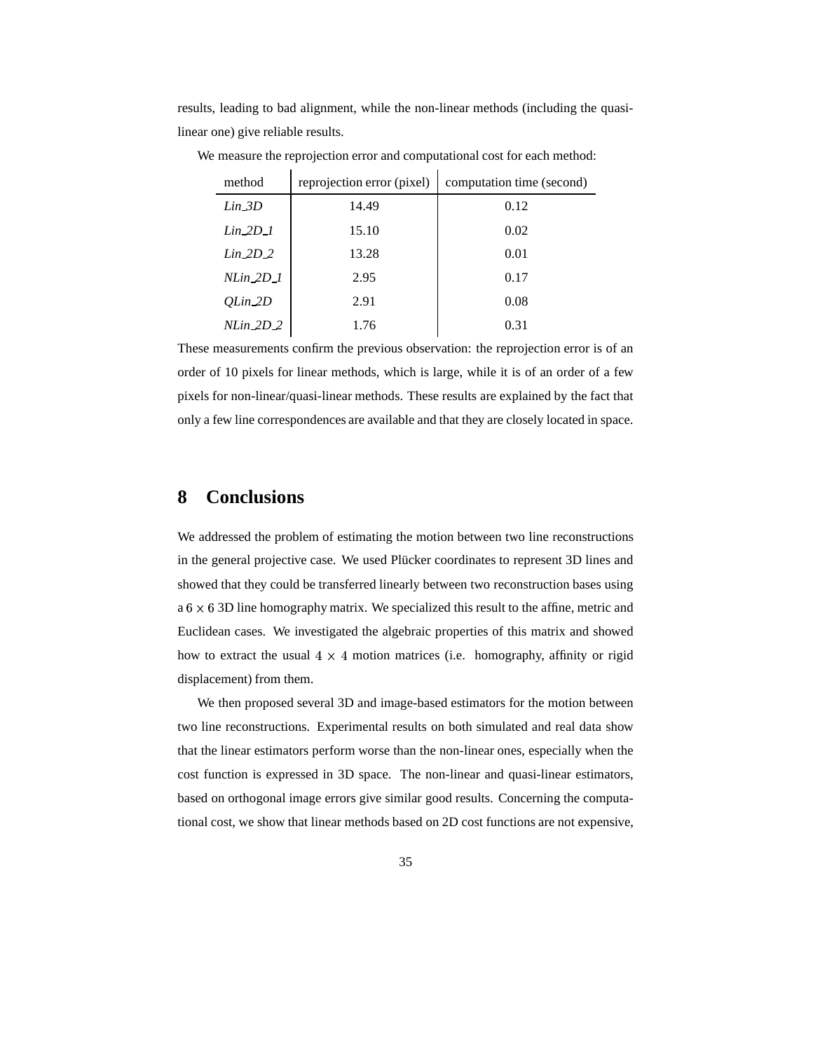results, leading to bad alignment, while the non-linear methods (including the quasi-linear one) give reliable results.

We measure the reprojection error and computational cost for each method:

| method | reprojection error (pixel) | computation time (second) |
|---|---|---|
| *Lin_3D* | 14.49 | 0.12 |
| *Lin_2D_1* | 15.10 | 0.02 |
| *Lin_2D_2* | 13.28 | 0.01 |
| *NLin_2D_1* | 2.95 | 0.17 |
| *QLin_2D* | 2.91 | 0.08 |
| *NLin_2D_2* | 1.76 | 0.31 |

These measurements confirm the previous observation: the reprojection error is of an order of 10 pixels for linear methods, which is large, while it is of an order of a few pixels for non-linear/quasi-linear methods. These results are explained by the fact that only a few line correspondences are available and that they are closely located in space.

## 8 Conclusions

We addressed the problem of estimating the motion between two line reconstructions in the general projective case. We used Plücker coordinates to represent 3D lines and showed that they could be transferred linearly between two reconstruction bases using a $6 \times 6$ 3D line homography matrix. We specialized this result to the affine, metric and Euclidean cases. We investigated the algebraic properties of this matrix and showed how to extract the usual $4 \times 4$ motion matrices (i.e. homography, affinity or rigid displacement) from them.

We then proposed several 3D and image-based estimators for the motion between two line reconstructions. Experimental results on both simulated and real data show that the linear estimators perform worse than the non-linear ones, especially when the cost function is expressed in 3D space. The non-linear and quasi-linear estimators, based on orthogonal image errors give similar good results. Concerning the computational cost, we show that linear methods based on 2D cost functions are not expensive,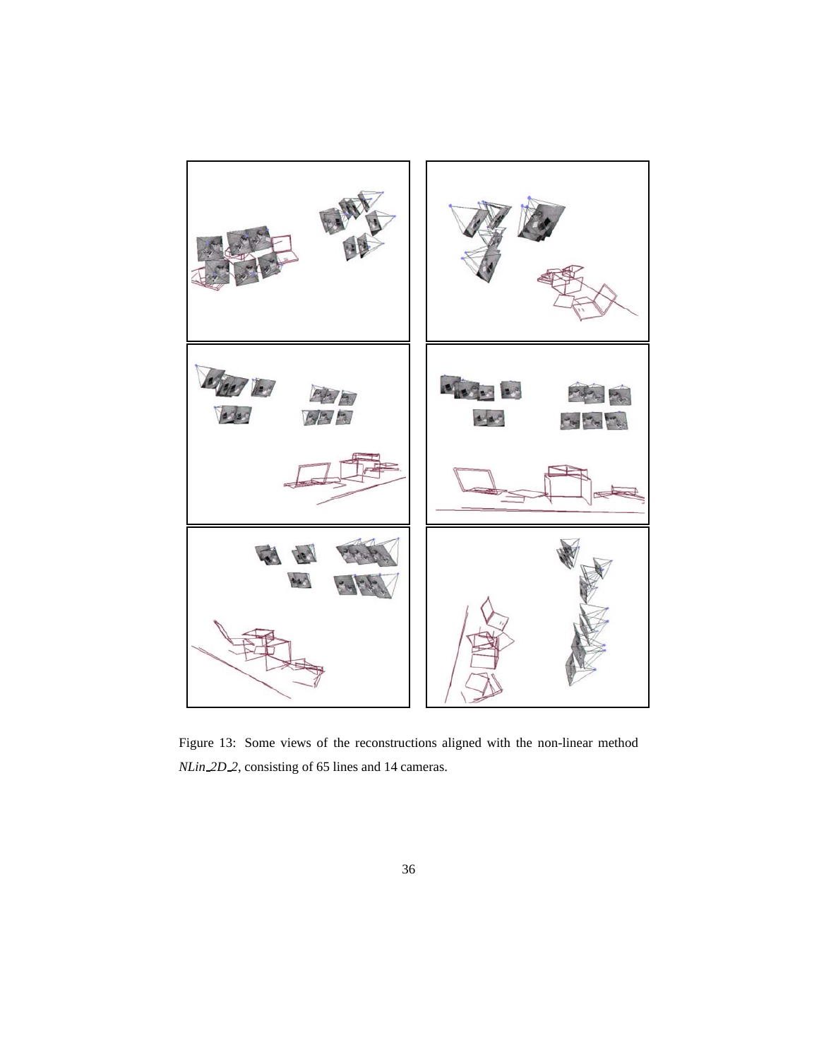Figure 13: Some views of the reconstructions aligned with the non-linear method *NLin_2D_2*, consisting of 65 lines and 14 cameras.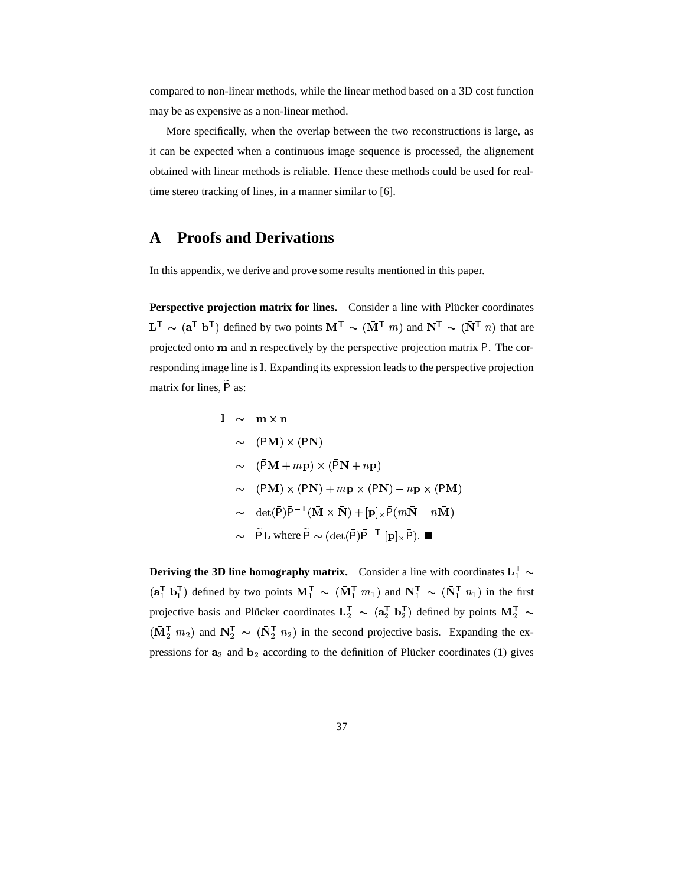compared to non-linear methods, while the linear method based on a 3D cost function may be as expensive as a non-linear method.

More specifically, when the overlap between the two reconstructions is large, as it can be expected when a continuous image sequence is processed, the alignement obtained with linear methods is reliable. Hence these methods could be used for real-time stereo tracking of lines, in a manner similar to [6].

# A Proofs and Derivations

In this appendix, we derive and prove some results mentioned in this paper.

**Perspective projection matrix for lines.** Consider a line with Plücker coordinates $\mathbf{L}^\mathsf{T} \sim (\mathbf{a}^\mathsf{T}\ \mathbf{b}^\mathsf{T})$ defined by two points $\mathbf{M}^\mathsf{T} \sim (\bar{\mathbf{M}}^\mathsf{T}\ m)$ and $\mathbf{N}^\mathsf{T} \sim (\bar{\mathbf{N}}^\mathsf{T}\ n)$ that are projected onto $\mathbf{m}$ and $\mathbf{n}$ respectively by the perspective projection matrix $\mathsf{P}$. The corresponding image line is $\mathbf{l}$. Expanding its expression leads to the perspective projection matrix for lines, $\widetilde{\mathsf{P}}$ as:

$$
\begin{aligned}
\mathbf{l} &\sim \mathbf{m} \times \mathbf{n} \\
&\sim (\mathsf{P}\mathbf{M}) \times (\mathsf{P}\mathbf{N}) \\
&\sim (\bar{\mathsf{P}}\bar{\mathbf{M}} + m\mathbf{p}) \times (\bar{\mathsf{P}}\bar{\mathbf{N}} + n\mathbf{p}) \\
&\sim (\bar{\mathsf{P}}\bar{\mathbf{M}}) \times (\bar{\mathsf{P}}\bar{\mathbf{N}}) + m\mathbf{p} \times (\bar{\mathsf{P}}\bar{\mathbf{N}}) - n\mathbf{p} \times (\bar{\mathsf{P}}\bar{\mathbf{M}}) \\
&\sim \det(\bar{\mathsf{P}})\bar{\mathsf{P}}^{-\mathsf{T}}(\bar{\mathbf{M}} \times \bar{\mathbf{N}}) + [\mathbf{p}]_\times \bar{\mathsf{P}}(m\bar{\mathbf{N}} - n\bar{\mathbf{M}}) \\
&\sim \widetilde{\mathsf{P}}\mathbf{L} \text{ where } \widetilde{\mathsf{P}} \sim (\det(\bar{\mathsf{P}})\bar{\mathsf{P}}^{-\mathsf{T}}\ [\mathbf{p}]_\times \bar{\mathsf{P}}). \ \blacksquare
\end{aligned}
$$

**Deriving the 3D line homography matrix.** Consider a line with coordinates $\mathbf{L}_1^\mathsf{T} \sim (\mathbf{a}_1^\mathsf{T}\ \mathbf{b}_1^\mathsf{T})$ defined by two points $\mathbf{M}_1^\mathsf{T} \sim (\bar{\mathbf{M}}_1^\mathsf{T}\ m_1)$ and $\mathbf{N}_1^\mathsf{T} \sim (\bar{\mathbf{N}}_1^\mathsf{T}\ n_1)$ in the first projective basis and Plücker coordinates $\mathbf{L}_2^\mathsf{T} \sim (\mathbf{a}_2^\mathsf{T}\ \mathbf{b}_2^\mathsf{T})$ defined by points $\mathbf{M}_2^\mathsf{T} \sim (\bar{\mathbf{M}}_2^\mathsf{T}\ m_2)$ and $\mathbf{N}_2^\mathsf{T} \sim (\bar{\mathbf{N}}_2^\mathsf{T}\ n_2)$ in the second projective basis. Expanding the expressions for $\mathbf{a}_2$ and $\mathbf{b}_2$ according to the definition of Plücker coordinates (1) gives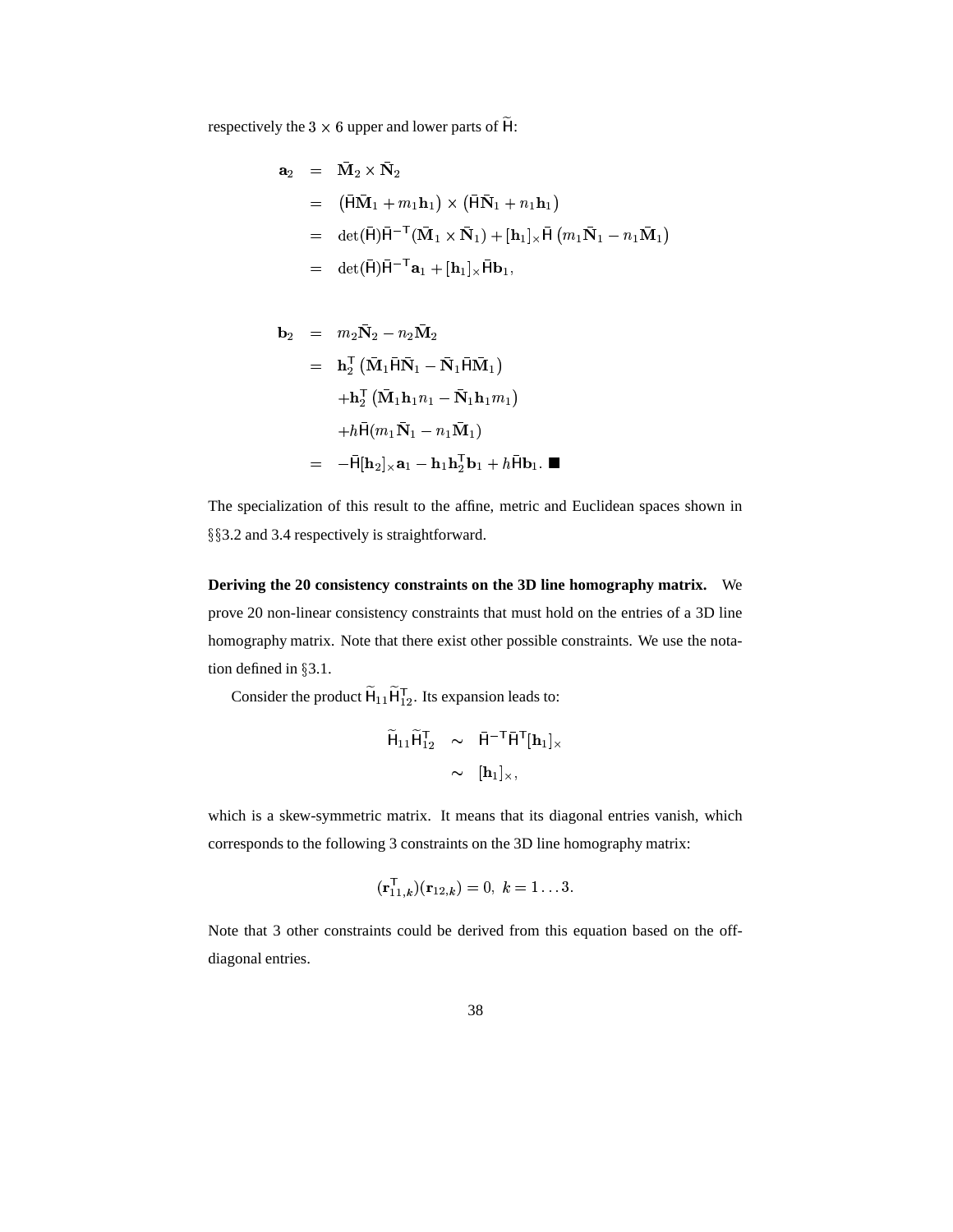respectively the $3 \times 6$ upper and lower parts of $\widetilde{\mathsf{H}}$:

$$
\begin{aligned}
\mathbf{a}_2 &= \bar{\mathbf{M}}_2 \times \bar{\mathbf{N}}_2 \\
&= \left(\bar{\mathsf{H}}\bar{\mathbf{M}}_1 + m_1\mathbf{h}_1\right) \times \left(\bar{\mathsf{H}}\bar{\mathbf{N}}_1 + n_1\mathbf{h}_1\right) \\
&= \det(\bar{\mathsf{H}})\bar{\mathsf{H}}^{-\mathsf{T}}(\bar{\mathbf{M}}_1 \times \bar{\mathbf{N}}_1) + [\mathbf{h}_1]_\times \bar{\mathsf{H}}\left(m_1\bar{\mathbf{N}}_1 - n_1\bar{\mathbf{M}}_1\right) \\
&= \det(\bar{\mathsf{H}})\bar{\mathsf{H}}^{-\mathsf{T}}\mathbf{a}_1 + [\mathbf{h}_1]_\times \bar{\mathsf{H}}\mathbf{b}_1,
\end{aligned}
$$

$$
\begin{aligned}
\mathbf{b}_2 &= m_2\bar{\mathbf{N}}_2 - n_2\bar{\mathbf{M}}_2 \\
&= \mathbf{h}_2^\mathsf{T}\left(\bar{\mathbf{M}}_1\bar{\mathsf{H}}\bar{\mathbf{N}}_1 - \bar{\mathbf{N}}_1\bar{\mathsf{H}}\bar{\mathbf{M}}_1\right) \\
&\quad + \mathbf{h}_2^\mathsf{T}\left(\bar{\mathbf{M}}_1\mathbf{h}_1 n_1 - \bar{\mathbf{N}}_1\mathbf{h}_1 m_1\right) \\
&\quad + h\bar{\mathsf{H}}(m_1\bar{\mathbf{N}}_1 - n_1\bar{\mathbf{M}}_1) \\
&= -\bar{\mathsf{H}}[\mathbf{h}_2]_\times\mathbf{a}_1 - \mathbf{h}_1\mathbf{h}_2^\mathsf{T}\mathbf{b}_1 + h\bar{\mathsf{H}}\mathbf{b}_1. \blacksquare
\end{aligned}
$$

The specialization of this result to the affine, metric and Euclidean spaces shown in §§3.2 and 3.4 respectively is straightforward.

**Deriving the 20 consistency constraints on the 3D line homography matrix.** We prove 20 non-linear consistency constraints that must hold on the entries of a 3D line homography matrix. Note that there exist other possible constraints. We use the notation defined in §3.1.

Consider the product $\widetilde{\mathsf{H}}_{11}\widetilde{\mathsf{H}}_{12}^\mathsf{T}$. Its expansion leads to:

$$
\begin{aligned}
\widetilde{\mathsf{H}}_{11}\widetilde{\mathsf{H}}_{12}^\mathsf{T} &\sim \bar{\mathsf{H}}^{-\mathsf{T}}\bar{\mathsf{H}}^\mathsf{T}[\mathbf{h}_1]_\times \\
&\sim [\mathbf{h}_1]_\times,
\end{aligned}
$$

which is a skew-symmetric matrix. It means that its diagonal entries vanish, which corresponds to the following 3 constraints on the 3D line homography matrix:

$$
(\mathbf{r}_{11,k}^\mathsf{T})(\mathbf{r}_{12,k}) = 0, \; k = 1\ldots3.
$$

Note that 3 other constraints could be derived from this equation based on the off-diagonal entries.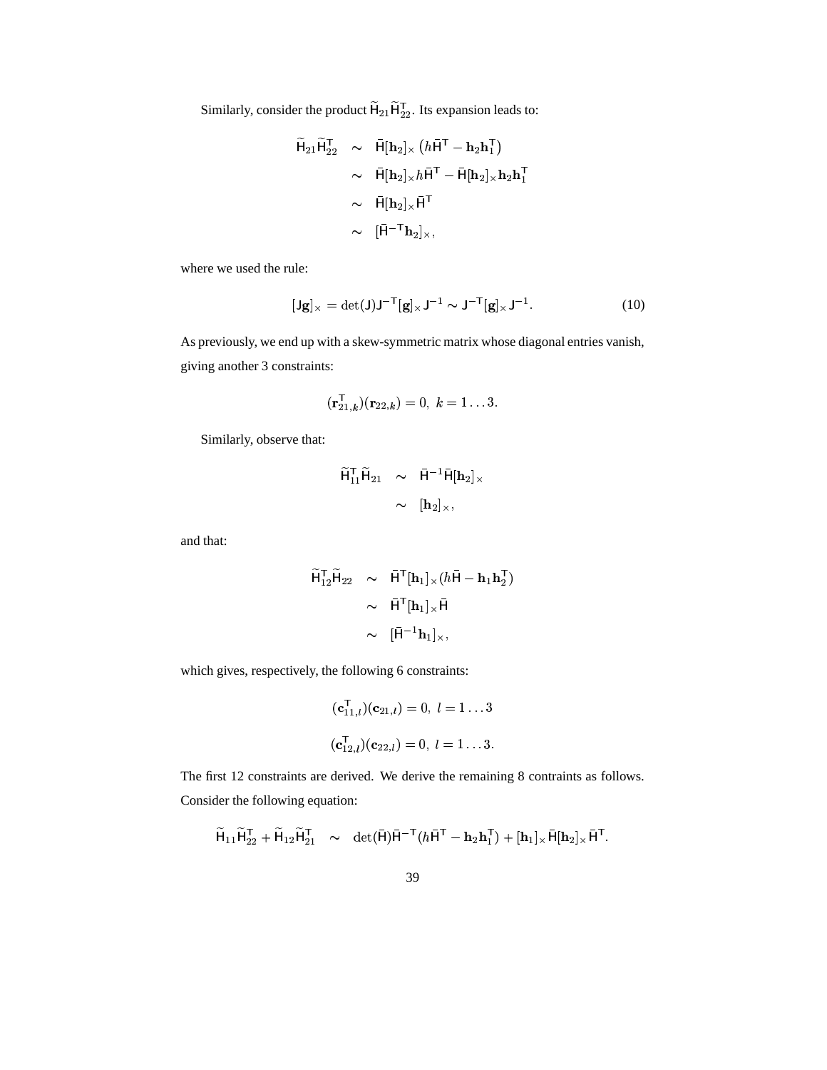Similarly, consider the product $\widetilde{\mathsf{H}}_{21}\widetilde{\mathsf{H}}_{22}^{\mathsf{T}}$. Its expansion leads to:

$$
\begin{aligned}
\widetilde{\mathsf{H}}_{21}\widetilde{\mathsf{H}}_{22}^{\mathsf{T}} &\sim \bar{\mathsf{H}}[\mathbf{h}_2]_\times \left(h\bar{\mathsf{H}}^{\mathsf{T}} - \mathbf{h}_2\mathbf{h}_1^{\mathsf{T}}\right) \\
&\sim \bar{\mathsf{H}}[\mathbf{h}_2]_\times h\bar{\mathsf{H}}^{\mathsf{T}} - \bar{\mathsf{H}}[\mathbf{h}_2]_\times \mathbf{h}_2\mathbf{h}_1^{\mathsf{T}} \\
&\sim \bar{\mathsf{H}}[\mathbf{h}_2]_\times \bar{\mathsf{H}}^{\mathsf{T}} \\
&\sim [\bar{\mathsf{H}}^{-\mathsf{T}}\mathbf{h}_2]_\times,
\end{aligned}
$$

where we used the rule:

$$
[\mathsf{J}\mathbf{g}]_\times = \det(\mathsf{J})\mathsf{J}^{-\mathsf{T}}[\mathbf{g}]_\times \mathsf{J}^{-1} \sim \mathsf{J}^{-\mathsf{T}}[\mathbf{g}]_\times \mathsf{J}^{-1}. \tag{10}
$$

As previously, we end up with a skew-symmetric matrix whose diagonal entries vanish, giving another 3 constraints:

$$
(\mathbf{r}_{21,k}^{\mathsf{T}})(\mathbf{r}_{22,k}) = 0,\ k = 1\ldots 3.
$$

Similarly, observe that:

$$
\begin{aligned}
\widetilde{\mathsf{H}}_{11}^{\mathsf{T}}\widetilde{\mathsf{H}}_{21} &\sim \bar{\mathsf{H}}^{-1}\bar{\mathsf{H}}[\mathbf{h}_2]_\times \\
&\sim [\mathbf{h}_2]_\times,
\end{aligned}
$$

and that:

$$
\begin{aligned}
\widetilde{\mathsf{H}}_{12}^{\mathsf{T}}\widetilde{\mathsf{H}}_{22} &\sim \bar{\mathsf{H}}^{\mathsf{T}}[\mathbf{h}_1]_\times(h\bar{\mathsf{H}} - \mathbf{h}_1\mathbf{h}_2^{\mathsf{T}}) \\
&\sim \bar{\mathsf{H}}^{\mathsf{T}}[\mathbf{h}_1]_\times \bar{\mathsf{H}} \\
&\sim [\bar{\mathsf{H}}^{-1}\mathbf{h}_1]_\times,
\end{aligned}
$$

which gives, respectively, the following 6 constraints:

$$
(\mathbf{c}_{11,l}^{\mathsf{T}})(\mathbf{c}_{21,l}) = 0,\ l = 1\ldots 3
$$

$$
(\mathbf{c}_{12,l}^{\mathsf{T}})(\mathbf{c}_{22,l}) = 0,\ l = 1\ldots 3.
$$

The first 12 constraints are derived. We derive the remaining 8 contraints as follows. Consider the following equation:

$$
\widetilde{\mathsf{H}}_{11}\widetilde{\mathsf{H}}_{22}^{\mathsf{T}} + \widetilde{\mathsf{H}}_{12}\widetilde{\mathsf{H}}_{21}^{\mathsf{T}} \sim \det(\bar{\mathsf{H}})\bar{\mathsf{H}}^{-\mathsf{T}}(h\bar{\mathsf{H}}^{\mathsf{T}} - \mathbf{h}_2\mathbf{h}_1^{\mathsf{T}}) + [\mathbf{h}_1]_\times \bar{\mathsf{H}}[\mathbf{h}_2]_\times \bar{\mathsf{H}}^{\mathsf{T}}.
$$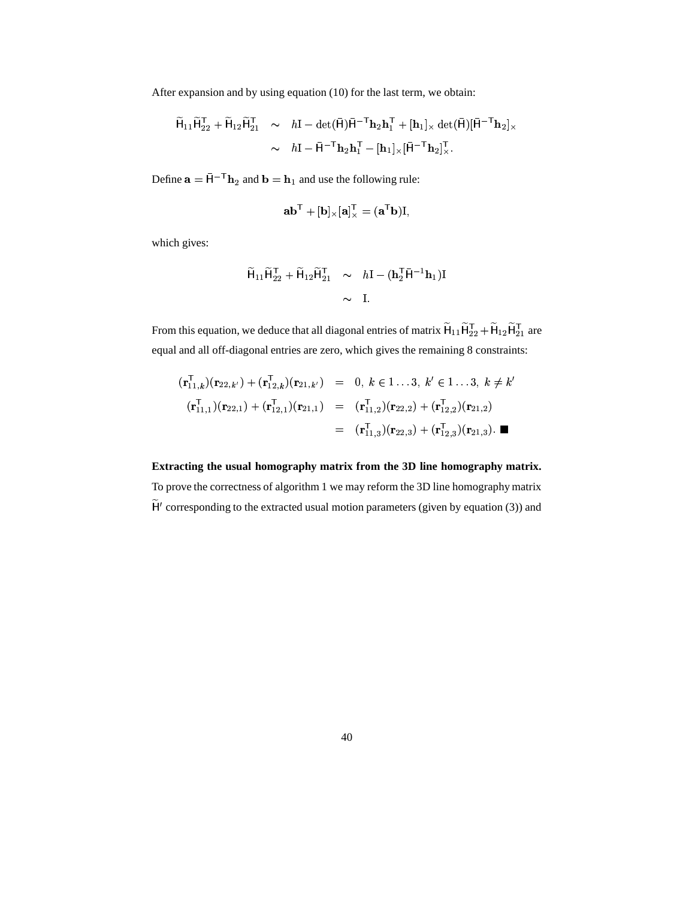After expansion and by using equation (10) for the last term, we obtain:

$$
\begin{aligned}
\widetilde{\mathsf{H}}_{11}\widetilde{\mathsf{H}}_{22}^{\mathsf{T}} + \widetilde{\mathsf{H}}_{12}\widetilde{\mathsf{H}}_{21}^{\mathsf{T}} &\sim h\mathrm{I} - \det(\bar{\mathsf{H}})\bar{\mathsf{H}}^{-\mathsf{T}}\mathbf{h}_2\mathbf{h}_1^{\mathsf{T}} + [\mathbf{h}_1]_\times \det(\bar{\mathsf{H}})[\bar{\mathsf{H}}^{-\mathsf{T}}\mathbf{h}_2]_\times \\
&\sim h\mathrm{I} - \bar{\mathsf{H}}^{-\mathsf{T}}\mathbf{h}_2\mathbf{h}_1^{\mathsf{T}} - [\mathbf{h}_1]_\times[\bar{\mathsf{H}}^{-\mathsf{T}}\mathbf{h}_2]_\times^{\mathsf{T}}.
\end{aligned}
$$

Define $\mathbf{a} = \bar{\mathsf{H}}^{-\mathsf{T}}\mathbf{h}_2$ and $\mathbf{b} = \mathbf{h}_1$ and use the following rule:

$$
\mathbf{a}\mathbf{b}^{\mathsf{T}} + [\mathbf{b}]_\times[\mathbf{a}]_\times^{\mathsf{T}} = (\mathbf{a}^{\mathsf{T}}\mathbf{b})\mathrm{I},
$$

which gives:

$$
\begin{aligned}
\widetilde{\mathsf{H}}_{11}\widetilde{\mathsf{H}}_{22}^{\mathsf{T}} + \widetilde{\mathsf{H}}_{12}\widetilde{\mathsf{H}}_{21}^{\mathsf{T}} &\sim h\mathrm{I} - (\mathbf{h}_2^{\mathsf{T}}\bar{\mathsf{H}}^{-1}\mathbf{h}_1)\mathrm{I} \\
&\sim \mathrm{I}.
\end{aligned}
$$

From this equation, we deduce that all diagonal entries of matrix $\widetilde{\mathsf{H}}_{11}\widetilde{\mathsf{H}}_{22}^{\mathsf{T}} + \widetilde{\mathsf{H}}_{12}\widetilde{\mathsf{H}}_{21}^{\mathsf{T}}$ are equal and all off-diagonal entries are zero, which gives the remaining 8 constraints:

$$
\begin{aligned}
(\mathbf{r}_{11,k}^{\mathsf{T}})(\mathbf{r}_{22,k'}) + (\mathbf{r}_{12,k}^{\mathsf{T}})(\mathbf{r}_{21,k'}) &= 0,\ k \in 1\ldots 3,\ k' \in 1\ldots 3,\ k \neq k' \\
(\mathbf{r}_{11,1}^{\mathsf{T}})(\mathbf{r}_{22,1}) + (\mathbf{r}_{12,1}^{\mathsf{T}})(\mathbf{r}_{21,1}) &= (\mathbf{r}_{11,2}^{\mathsf{T}})(\mathbf{r}_{22,2}) + (\mathbf{r}_{12,2}^{\mathsf{T}})(\mathbf{r}_{21,2}) \\
&= (\mathbf{r}_{11,3}^{\mathsf{T}})(\mathbf{r}_{22,3}) + (\mathbf{r}_{12,3}^{\mathsf{T}})(\mathbf{r}_{21,3}). \ \blacksquare
\end{aligned}
$$

**Extracting the usual homography matrix from the 3D line homography matrix.** To prove the correctness of algorithm 1 we may reform the 3D line homography matrix $\widetilde{\mathsf{H}}'$ corresponding to the extracted usual motion parameters (given by equation (3)) and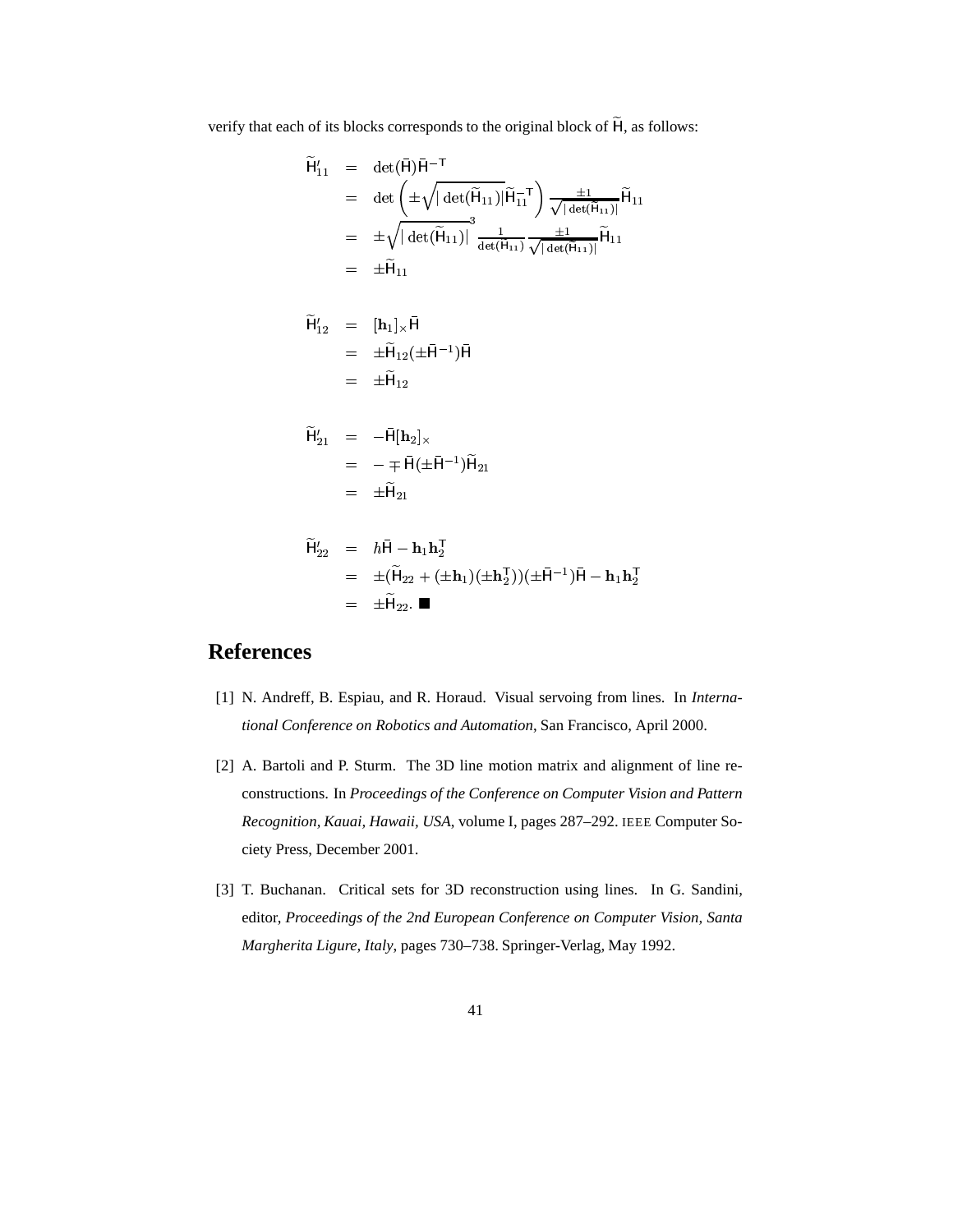verify that each of its blocks corresponds to the original block of $\widetilde{\mathsf{H}}$, as follows:

$$
\begin{aligned}
\widetilde{\mathsf{H}}'_{11} &= \det(\bar{\mathsf{H}})\bar{\mathsf{H}}^{-\mathsf{T}} \\
&= \det\left(\pm\sqrt{|\det(\widetilde{\mathsf{H}}_{11})|}\widetilde{\mathsf{H}}_{11}^{-\mathsf{T}}\right)\frac{\pm 1}{\sqrt{|\det(\widetilde{\mathsf{H}}_{11})|}}\widetilde{\mathsf{H}}_{11} \\
&= \pm\sqrt{|\det(\widetilde{\mathsf{H}}_{11})|}^{3}\frac{1}{\det(\widetilde{\mathsf{H}}_{11})}\frac{\pm 1}{\sqrt{|\det(\widetilde{\mathsf{H}}_{11})|}}\widetilde{\mathsf{H}}_{11} \\
&= \pm\widetilde{\mathsf{H}}_{11}
\end{aligned}
$$

$$
\begin{aligned}
\widetilde{\mathsf{H}}'_{12} &= [\mathbf{h}_1]_\times\bar{\mathsf{H}} \\
&= \pm\widetilde{\mathsf{H}}_{12}(\pm\bar{\mathsf{H}}^{-1})\bar{\mathsf{H}} \\
&= \pm\widetilde{\mathsf{H}}_{12}
\end{aligned}
$$

$$
\begin{aligned}
\widetilde{\mathsf{H}}'_{21} &= -\bar{\mathsf{H}}[\mathbf{h}_2]_\times \\
&= -\mp\bar{\mathsf{H}}(\pm\bar{\mathsf{H}}^{-1})\widetilde{\mathsf{H}}_{21} \\
&= \pm\widetilde{\mathsf{H}}_{21}
\end{aligned}
$$

$$
\begin{aligned}
\widetilde{\mathsf{H}}'_{22} &= h\bar{\mathsf{H}} - \mathbf{h}_1\mathbf{h}_2^{\mathsf{T}} \\
&= \pm(\widetilde{\mathsf{H}}_{22} + (\pm\mathbf{h}_1)(\pm\mathbf{h}_2^{\mathsf{T}}))(\pm\bar{\mathsf{H}}^{-1})\bar{\mathsf{H}} - \mathbf{h}_1\mathbf{h}_2^{\mathsf{T}} \\
&= \pm\widetilde{\mathsf{H}}_{22}. \blacksquare
\end{aligned}
$$

# References

[1] N. Andreff, B. Espiau, and R. Horaud. Visual servoing from lines. In *International Conference on Robotics and Automation*, San Francisco, April 2000.

[2] A. Bartoli and P. Sturm. The 3D line motion matrix and alignment of line reconstructions. In *Proceedings of the Conference on Computer Vision and Pattern Recognition, Kauai, Hawaii, USA*, volume I, pages 287–292. IEEE Computer Society Press, December 2001.

[3] T. Buchanan. Critical sets for 3D reconstruction using lines. In G. Sandini, editor, *Proceedings of the 2nd European Conference on Computer Vision, Santa Margherita Ligure, Italy*, pages 730–738. Springer-Verlag, May 1992.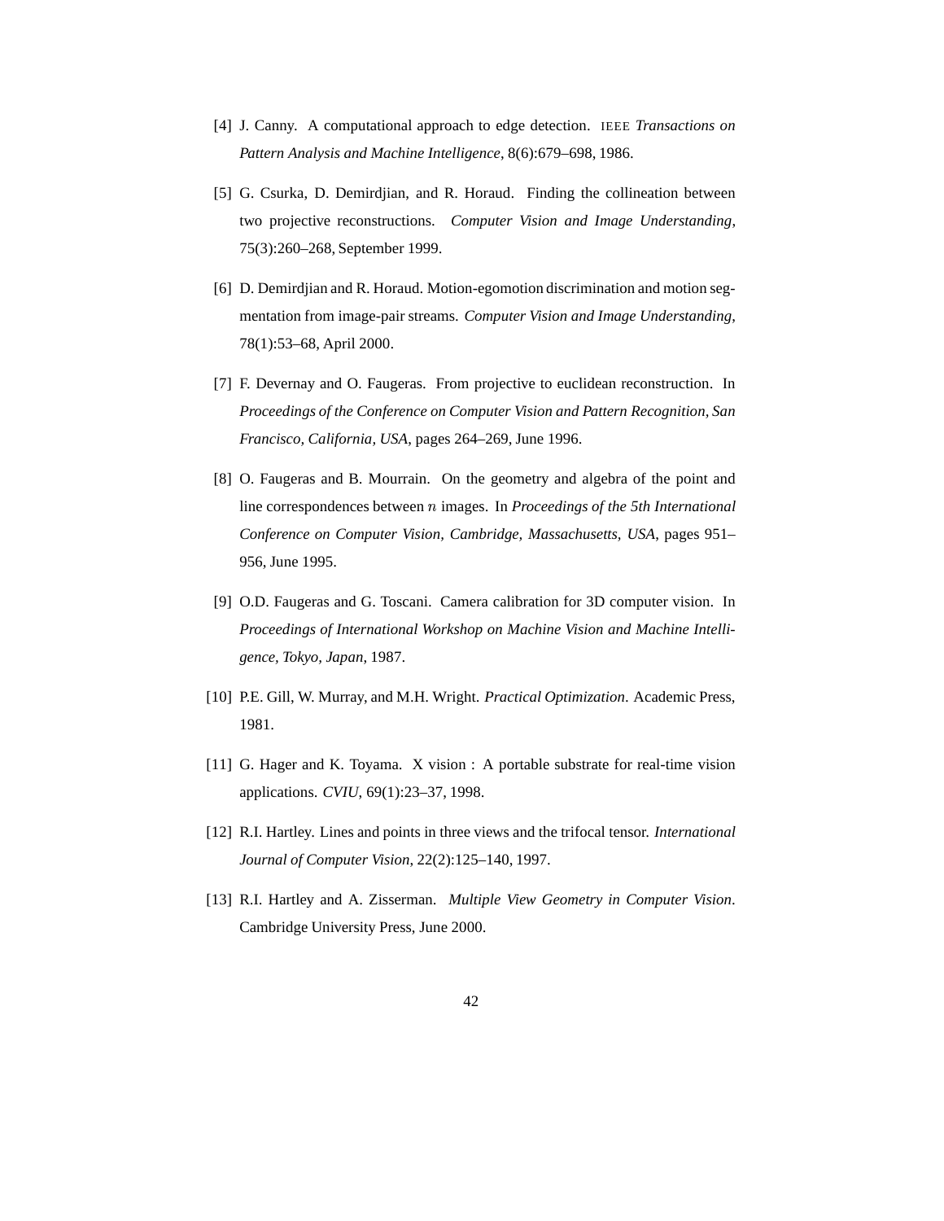[4] J. Canny. A computational approach to edge detection. IEEE *Transactions on Pattern Analysis and Machine Intelligence*, 8(6):679–698, 1986.

[5] G. Csurka, D. Demirdjian, and R. Horaud. Finding the collineation between two projective reconstructions. *Computer Vision and Image Understanding*, 75(3):260–268, September 1999.

[6] D. Demirdjian and R. Horaud. Motion-egomotion discrimination and motion segmentation from image-pair streams. *Computer Vision and Image Understanding*, 78(1):53–68, April 2000.

[7] F. Devernay and O. Faugeras. From projective to euclidean reconstruction. In *Proceedings of the Conference on Computer Vision and Pattern Recognition, San Francisco, California, USA*, pages 264–269, June 1996.

[8] O. Faugeras and B. Mourrain. On the geometry and algebra of the point and line correspondences between $n$ images. In *Proceedings of the 5th International Conference on Computer Vision, Cambridge, Massachusetts, USA*, pages 951–956, June 1995.

[9] O.D. Faugeras and G. Toscani. Camera calibration for 3D computer vision. In *Proceedings of International Workshop on Machine Vision and Machine Intelligence, Tokyo, Japan*, 1987.

[10] P.E. Gill, W. Murray, and M.H. Wright. *Practical Optimization*. Academic Press, 1981.

[11] G. Hager and K. Toyama. X vision : A portable substrate for real-time vision applications. *CVIU*, 69(1):23–37, 1998.

[12] R.I. Hartley. Lines and points in three views and the trifocal tensor. *International Journal of Computer Vision*, 22(2):125–140, 1997.

[13] R.I. Hartley and A. Zisserman. *Multiple View Geometry in Computer Vision*. Cambridge University Press, June 2000.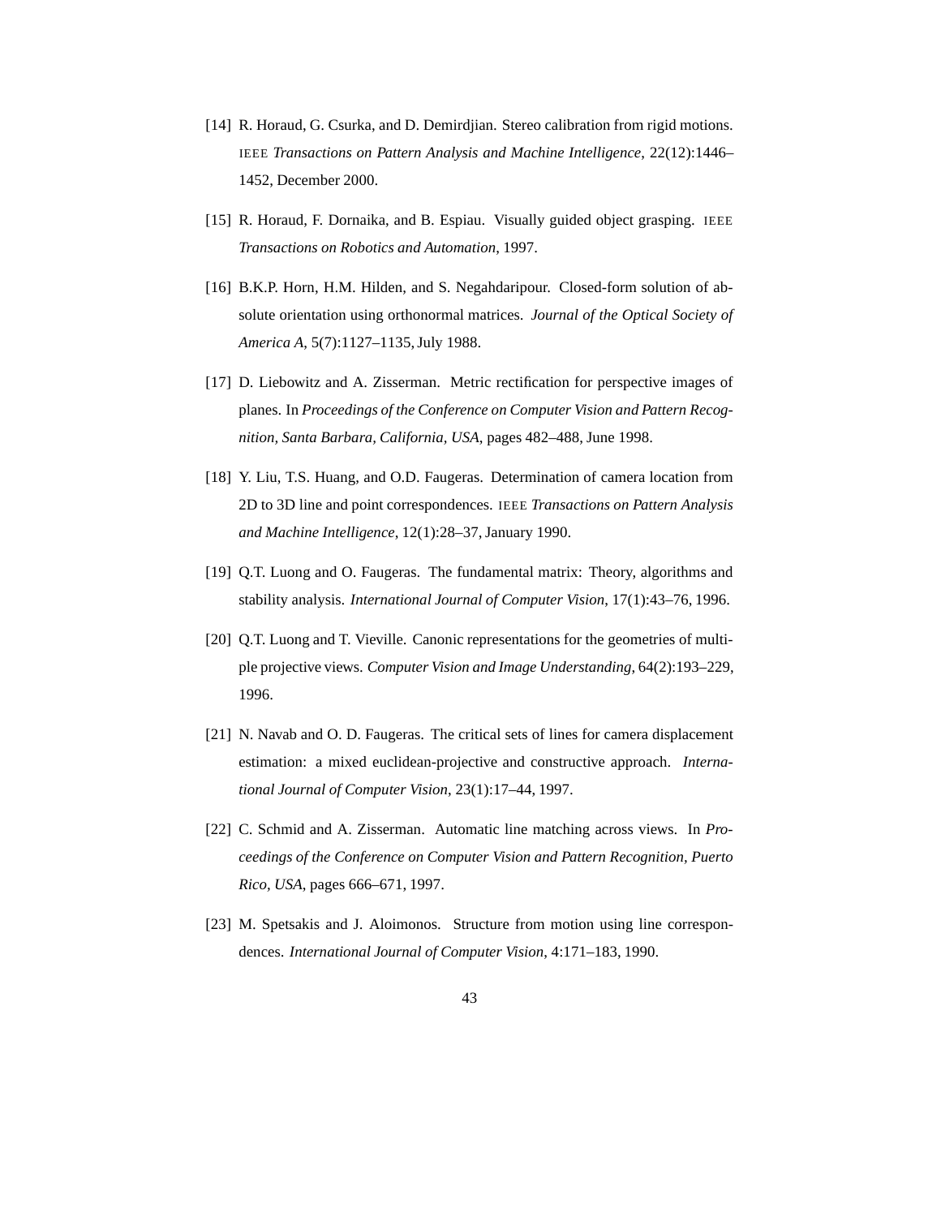[14] R. Horaud, G. Csurka, and D. Demirdjian. Stereo calibration from rigid motions. IEEE *Transactions on Pattern Analysis and Machine Intelligence*, 22(12):1446–1452, December 2000.

[15] R. Horaud, F. Dornaika, and B. Espiau. Visually guided object grasping. IEEE *Transactions on Robotics and Automation*, 1997.

[16] B.K.P. Horn, H.M. Hilden, and S. Negahdaripour. Closed-form solution of absolute orientation using orthonormal matrices. *Journal of the Optical Society of America A*, 5(7):1127–1135, July 1988.

[17] D. Liebowitz and A. Zisserman. Metric rectification for perspective images of planes. In *Proceedings of the Conference on Computer Vision and Pattern Recognition, Santa Barbara, California, USA*, pages 482–488, June 1998.

[18] Y. Liu, T.S. Huang, and O.D. Faugeras. Determination of camera location from 2D to 3D line and point correspondences. IEEE *Transactions on Pattern Analysis and Machine Intelligence*, 12(1):28–37, January 1990.

[19] Q.T. Luong and O. Faugeras. The fundamental matrix: Theory, algorithms and stability analysis. *International Journal of Computer Vision*, 17(1):43–76, 1996.

[20] Q.T. Luong and T. Vieville. Canonic representations for the geometries of multiple projective views. *Computer Vision and Image Understanding*, 64(2):193–229, 1996.

[21] N. Navab and O. D. Faugeras. The critical sets of lines for camera displacement estimation: a mixed euclidean-projective and constructive approach. *International Journal of Computer Vision*, 23(1):17–44, 1997.

[22] C. Schmid and A. Zisserman. Automatic line matching across views. In *Proceedings of the Conference on Computer Vision and Pattern Recognition, Puerto Rico, USA*, pages 666–671, 1997.

[23] M. Spetsakis and J. Aloimonos. Structure from motion using line correspondences. *International Journal of Computer Vision*, 4:171–183, 1990.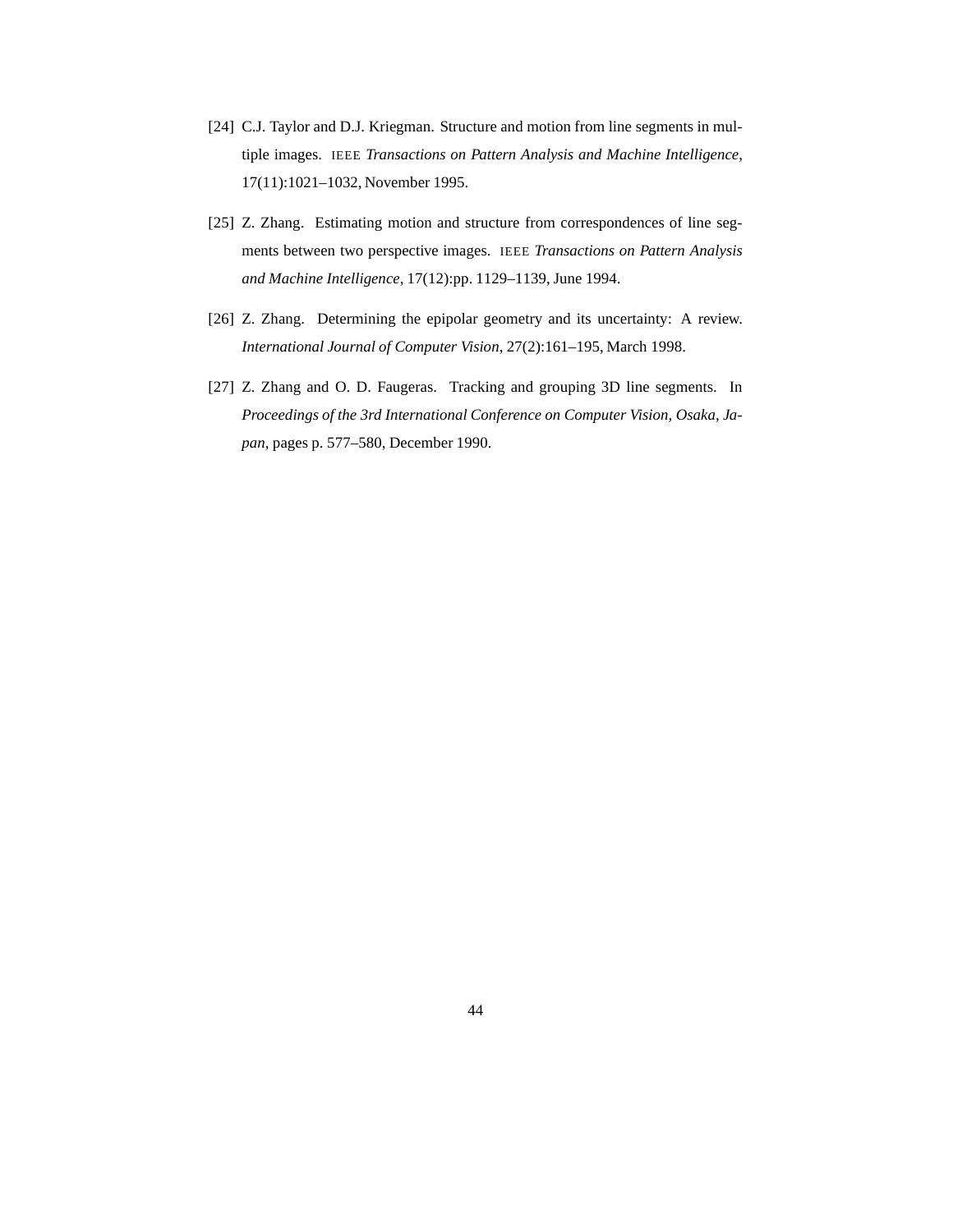[24] C.J. Taylor and D.J. Kriegman. Structure and motion from line segments in multiple images. IEEE *Transactions on Pattern Analysis and Machine Intelligence*, 17(11):1021–1032, November 1995.

[25] Z. Zhang. Estimating motion and structure from correspondences of line segments between two perspective images. IEEE *Transactions on Pattern Analysis and Machine Intelligence*, 17(12):pp. 1129–1139, June 1994.

[26] Z. Zhang. Determining the epipolar geometry and its uncertainty: A review. *International Journal of Computer Vision*, 27(2):161–195, March 1998.

[27] Z. Zhang and O. D. Faugeras. Tracking and grouping 3D line segments. In *Proceedings of the 3rd International Conference on Computer Vision, Osaka, Japan*, pages p. 577–580, December 1990.